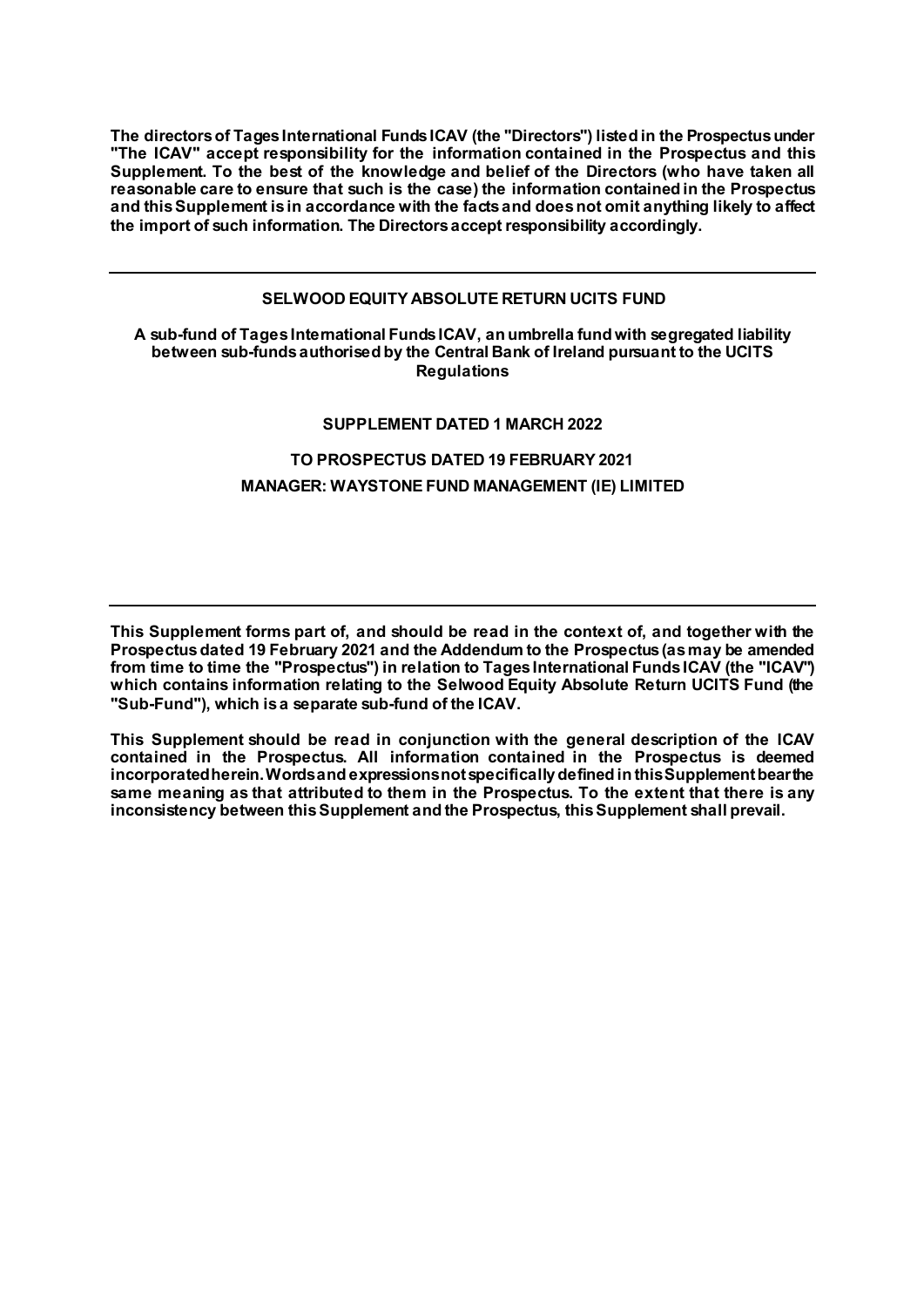**The directors of Tages International Funds ICAV (the "Directors") listed in the Prospectus under "The ICAV" accept responsibility for the information contained in the Prospectus and this Supplement. To the best of the knowledge and belief of the Directors (who have taken all reasonable care to ensure that such is the case) the information contained in the Prospectus and this Supplement is in accordance with the facts and does not omit anything likely to affect the import of such information. The Directors accept responsibility accordingly.**

---

**SELWOOD EQUITY ABSOLUTE RETURN UCITS FUND**

**A sub-fund of Tages International Funds ICAV, an umbrella fund with segregated liability between sub-funds authorised by the Central Bank of Ireland pursuant to the UCITS Regulations**

**SUPPLEMENT DATED 1 MARCH 2022**

**TO PROSPECTUS DATED 19 FEBRUARY 2021**

**MANAGER: WAYSTONE FUND MANAGEMENT (IE) LIMITED**

---

**This Supplement forms part of, and should be read in the context of, and together with the Prospectus dated 19 February 2021 and the Addendum to the Prospectus (as may be amended from time to time the "Prospectus") in relation to Tages International Funds ICAV (the "ICAV") which contains information relating to the Selwood Equity Absolute Return UCITS Fund (the "Sub-Fund"), which is a separate sub-fund of the ICAV.**

**This Supplement should be read in conjunction with the general description of the ICAV contained in the Prospectus. All information contained in the Prospectus is deemed incorporated herein. Words and expressions not specifically defined in this Supplement bear the same meaning as that attributed to them in the Prospectus. To the extent that there is any inconsistency between this Supplement and the Prospectus, this Supplement shall prevail.**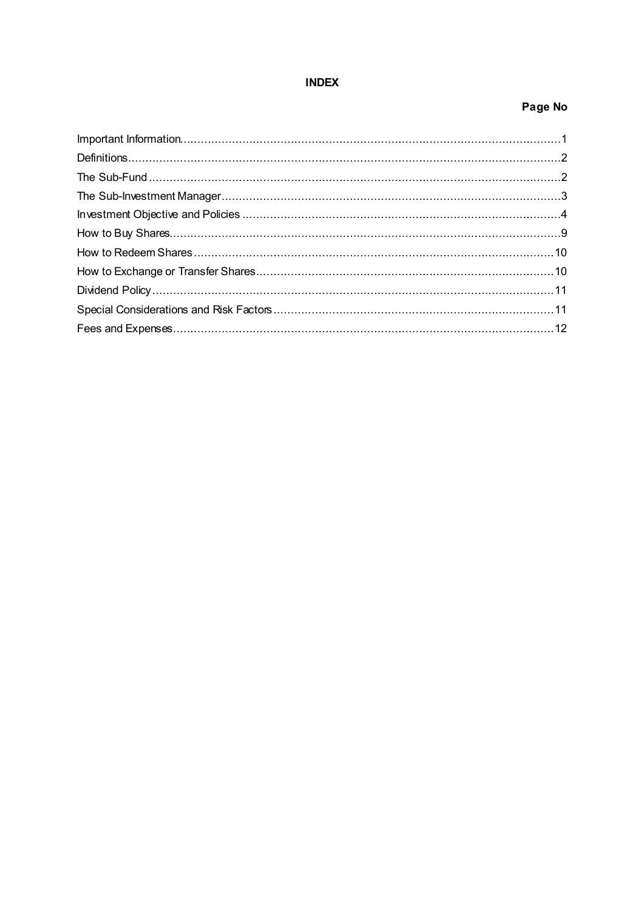# INDEX

| | Page No |
|---|---|
| Important Information | 1 |
| Definitions | 2 |
| The Sub-Fund | 2 |
| The Sub-Investment Manager | 3 |
| Investment Objective and Policies | 4 |
| How to Buy Shares | 9 |
| How to Redeem Shares | 10 |
| How to Exchange or Transfer Shares | 10 |
| Dividend Policy | 11 |
| Special Considerations and Risk Factors | 11 |
| Fees and Expenses | 12 |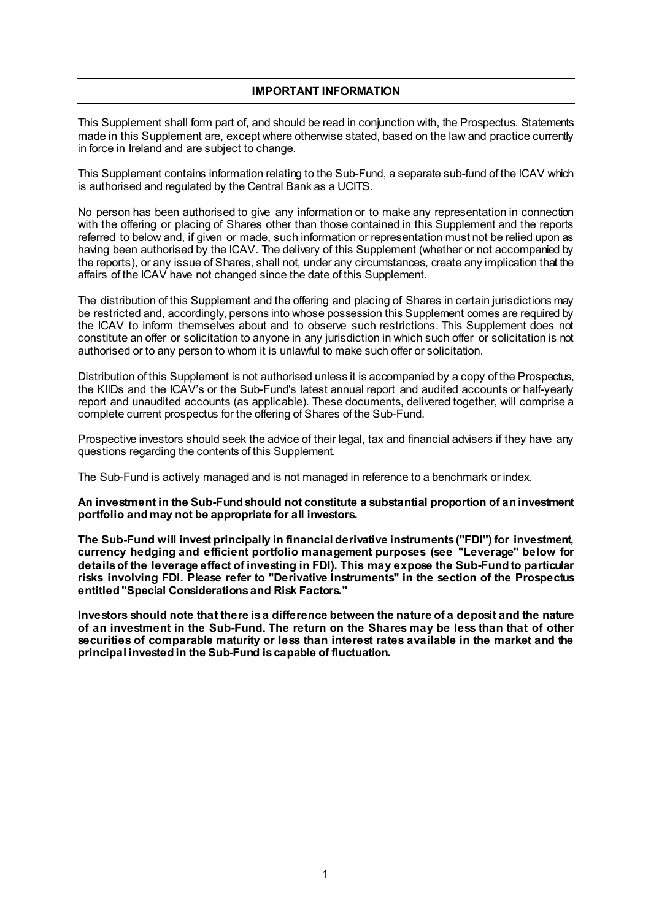## IMPORTANT INFORMATION

This Supplement shall form part of, and should be read in conjunction with, the Prospectus. Statements made in this Supplement are, except where otherwise stated, based on the law and practice currently in force in Ireland and are subject to change.

This Supplement contains information relating to the Sub-Fund, a separate sub-fund of the ICAV which is authorised and regulated by the Central Bank as a UCITS.

No person has been authorised to give any information or to make any representation in connection with the offering or placing of Shares other than those contained in this Supplement and the reports referred to below and, if given or made, such information or representation must not be relied upon as having been authorised by the ICAV. The delivery of this Supplement (whether or not accompanied by the reports), or any issue of Shares, shall not, under any circumstances, create any implication that the affairs of the ICAV have not changed since the date of this Supplement.

The distribution of this Supplement and the offering and placing of Shares in certain jurisdictions may be restricted and, accordingly, persons into whose possession this Supplement comes are required by the ICAV to inform themselves about and to observe such restrictions. This Supplement does not constitute an offer or solicitation to anyone in any jurisdiction in which such offer or solicitation is not authorised or to any person to whom it is unlawful to make such offer or solicitation.

Distribution of this Supplement is not authorised unless it is accompanied by a copy of the Prospectus, the KIIDs and the ICAV's or the Sub-Fund's latest annual report and audited accounts or half-yearly report and unaudited accounts (as applicable). These documents, delivered together, will comprise a complete current prospectus for the offering of Shares of the Sub-Fund.

Prospective investors should seek the advice of their legal, tax and financial advisers if they have any questions regarding the contents of this Supplement.

The Sub-Fund is actively managed and is not managed in reference to a benchmark or index.

**An investment in the Sub-Fund should not constitute a substantial proportion of an investment portfolio and may not be appropriate for all investors.**

**The Sub-Fund will invest principally in financial derivative instruments ("FDI") for investment, currency hedging and efficient portfolio management purposes (see "Leverage" below for details of the leverage effect of investing in FDI). This may expose the Sub-Fund to particular risks involving FDI. Please refer to "Derivative Instruments" in the section of the Prospectus entitled "Special Considerations and Risk Factors."**

**Investors should note that there is a difference between the nature of a deposit and the nature of an investment in the Sub-Fund. The return on the Shares may be less than that of other securities of comparable maturity or less than interest rates available in the market and the principal invested in the Sub-Fund is capable of fluctuation.**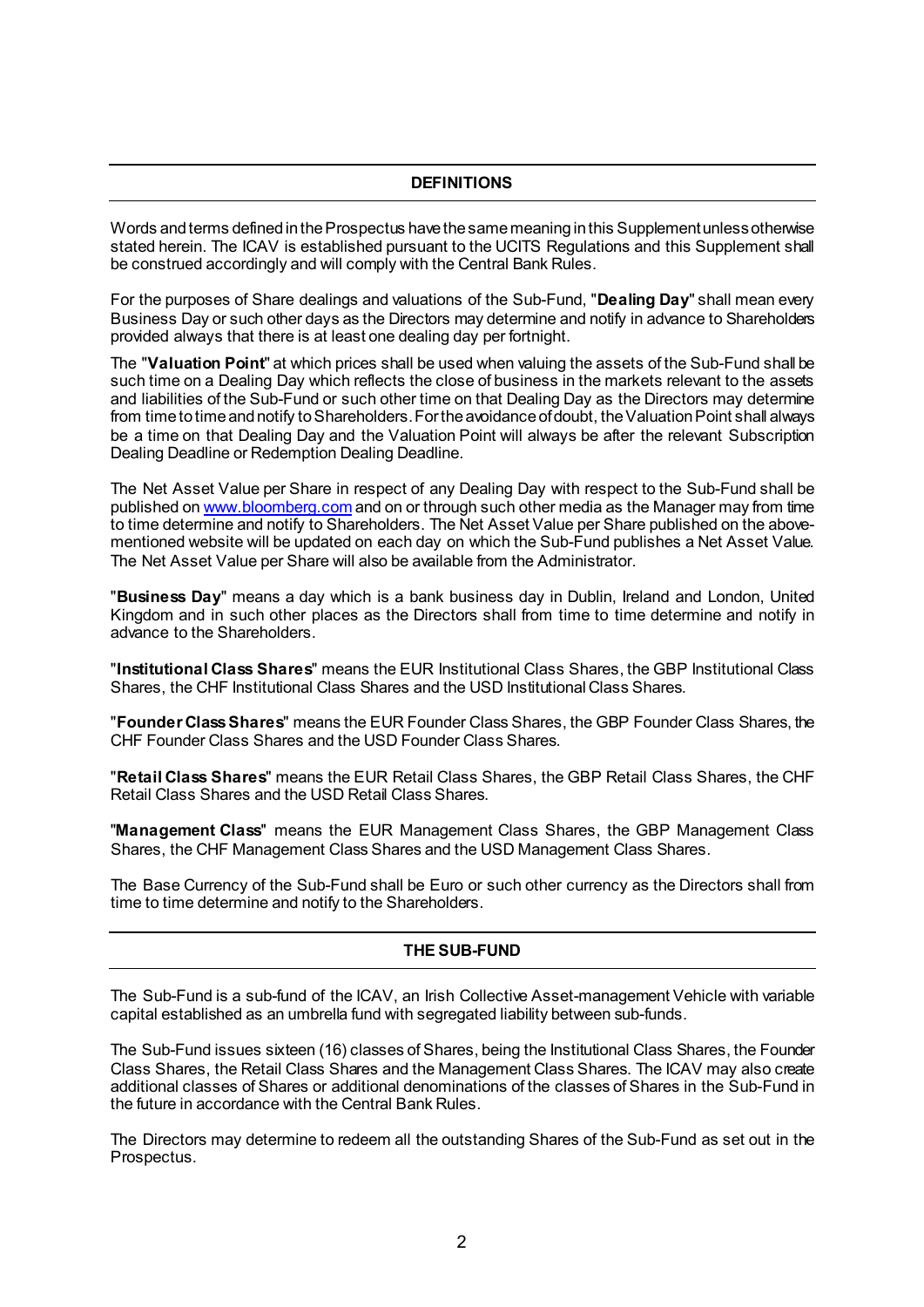## DEFINITIONS

Words and terms defined in the Prospectus have the same meaning in this Supplement unless otherwise stated herein. The ICAV is established pursuant to the UCITS Regulations and this Supplement shall be construed accordingly and will comply with the Central Bank Rules.

For the purposes of Share dealings and valuations of the Sub-Fund, "**Dealing Day**" shall mean every Business Day or such other days as the Directors may determine and notify in advance to Shareholders provided always that there is at least one dealing day per fortnight.

The "**Valuation Point**" at which prices shall be used when valuing the assets of the Sub-Fund shall be such time on a Dealing Day which reflects the close of business in the markets relevant to the assets and liabilities of the Sub-Fund or such other time on that Dealing Day as the Directors may determine from time to time and notify to Shareholders. For the avoidance of doubt, the Valuation Point shall always be a time on that Dealing Day and the Valuation Point will always be after the relevant Subscription Dealing Deadline or Redemption Dealing Deadline.

The Net Asset Value per Share in respect of any Dealing Day with respect to the Sub-Fund shall be published on www.bloomberg.com and on or through such other media as the Manager may from time to time determine and notify to Shareholders. The Net Asset Value per Share published on the above-mentioned website will be updated on each day on which the Sub-Fund publishes a Net Asset Value. The Net Asset Value per Share will also be available from the Administrator.

"**Business Day**" means a day which is a bank business day in Dublin, Ireland and London, United Kingdom and in such other places as the Directors shall from time to time determine and notify in advance to the Shareholders.

"**Institutional Class Shares**" means the EUR Institutional Class Shares, the GBP Institutional Class Shares, the CHF Institutional Class Shares and the USD Institutional Class Shares.

"**Founder Class Shares**" means the EUR Founder Class Shares, the GBP Founder Class Shares, the CHF Founder Class Shares and the USD Founder Class Shares.

"**Retail Class Shares**" means the EUR Retail Class Shares, the GBP Retail Class Shares, the CHF Retail Class Shares and the USD Retail Class Shares.

"**Management Class**" means the EUR Management Class Shares, the GBP Management Class Shares, the CHF Management Class Shares and the USD Management Class Shares.

The Base Currency of the Sub-Fund shall be Euro or such other currency as the Directors shall from time to time determine and notify to the Shareholders.

## THE SUB-FUND

The Sub-Fund is a sub-fund of the ICAV, an Irish Collective Asset-management Vehicle with variable capital established as an umbrella fund with segregated liability between sub-funds.

The Sub-Fund issues sixteen (16) classes of Shares, being the Institutional Class Shares, the Founder Class Shares, the Retail Class Shares and the Management Class Shares. The ICAV may also create additional classes of Shares or additional denominations of the classes of Shares in the Sub-Fund in the future in accordance with the Central Bank Rules.

The Directors may determine to redeem all the outstanding Shares of the Sub-Fund as set out in the Prospectus.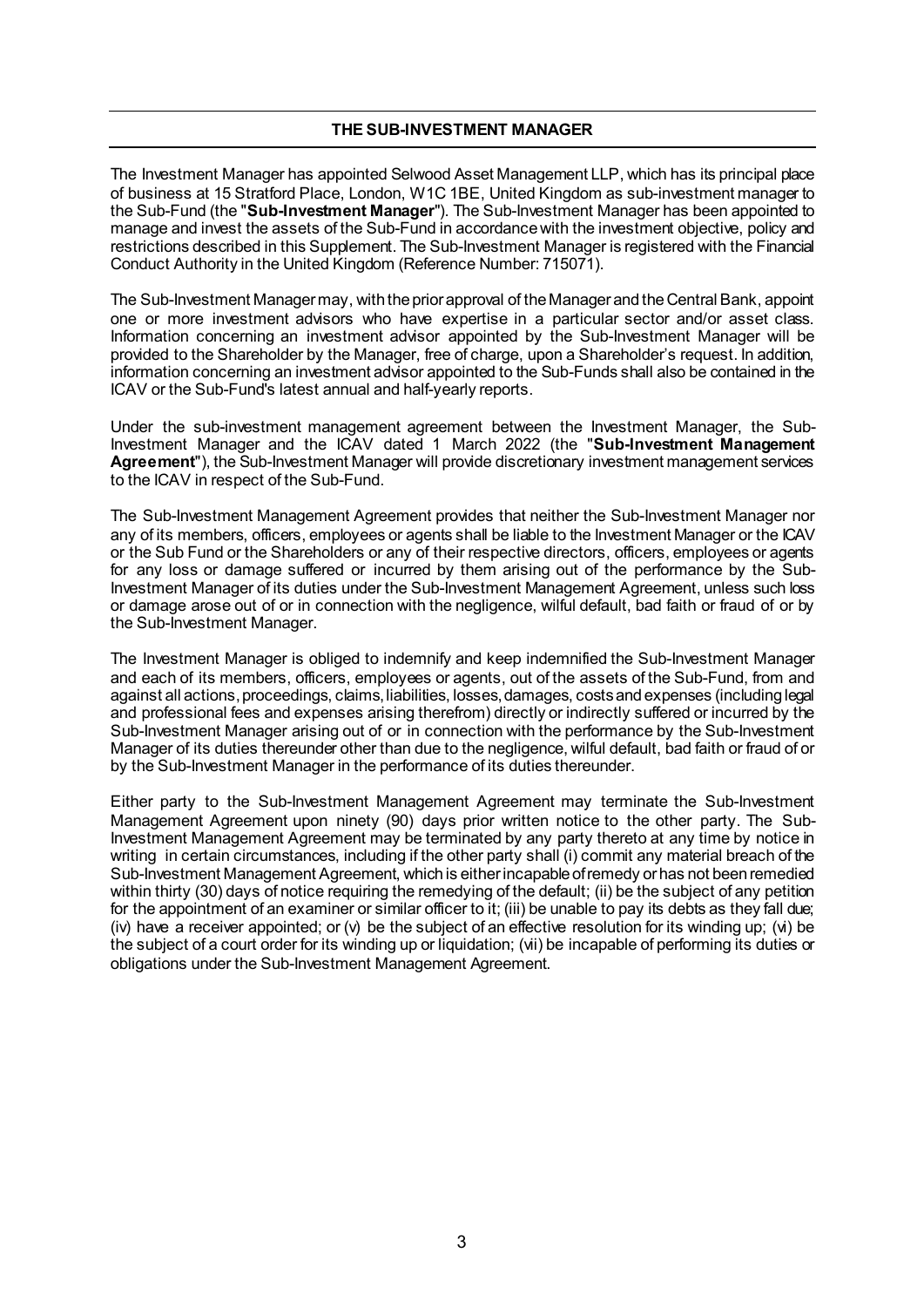## THE SUB-INVESTMENT MANAGER

The Investment Manager has appointed Selwood Asset Management LLP, which has its principal place of business at 15 Stratford Place, London, W1C 1BE, United Kingdom as sub-investment manager to the Sub-Fund (the "**Sub-Investment Manager**"). The Sub-Investment Manager has been appointed to manage and invest the assets of the Sub-Fund in accordance with the investment objective, policy and restrictions described in this Supplement. The Sub-Investment Manager is registered with the Financial Conduct Authority in the United Kingdom (Reference Number: 715071).

The Sub-Investment Manager may, with the prior approval of the Manager and the Central Bank, appoint one or more investment advisors who have expertise in a particular sector and/or asset class. Information concerning an investment advisor appointed by the Sub-Investment Manager will be provided to the Shareholder by the Manager, free of charge, upon a Shareholder's request. In addition, information concerning an investment advisor appointed to the Sub-Funds shall also be contained in the ICAV or the Sub-Fund's latest annual and half-yearly reports.

Under the sub-investment management agreement between the Investment Manager, the Sub-Investment Manager and the ICAV dated 1 March 2022 (the "**Sub-Investment Management Agreement**"), the Sub-Investment Manager will provide discretionary investment management services to the ICAV in respect of the Sub-Fund.

The Sub-Investment Management Agreement provides that neither the Sub-Investment Manager nor any of its members, officers, employees or agents shall be liable to the Investment Manager or the ICAV or the Sub Fund or the Shareholders or any of their respective directors, officers, employees or agents for any loss or damage suffered or incurred by them arising out of the performance by the Sub-Investment Manager of its duties under the Sub-Investment Management Agreement, unless such loss or damage arose out of or in connection with the negligence, wilful default, bad faith or fraud of or by the Sub-Investment Manager.

The Investment Manager is obliged to indemnify and keep indemnified the Sub-Investment Manager and each of its members, officers, employees or agents, out of the assets of the Sub-Fund, from and against all actions, proceedings, claims, liabilities, losses, damages, costs and expenses (including legal and professional fees and expenses arising therefrom) directly or indirectly suffered or incurred by the Sub-Investment Manager arising out of or in connection with the performance by the Sub-Investment Manager of its duties thereunder other than due to the negligence, wilful default, bad faith or fraud of or by the Sub-Investment Manager in the performance of its duties thereunder.

Either party to the Sub-Investment Management Agreement may terminate the Sub-Investment Management Agreement upon ninety (90) days prior written notice to the other party. The Sub-Investment Management Agreement may be terminated by any party thereto at any time by notice in writing in certain circumstances, including if the other party shall (i) commit any material breach of the Sub-Investment Management Agreement, which is either incapable of remedy or has not been remedied within thirty (30) days of notice requiring the remedying of the default; (ii) be the subject of any petition for the appointment of an examiner or similar officer to it; (iii) be unable to pay its debts as they fall due; (iv) have a receiver appointed; or (v) be the subject of an effective resolution for its winding up; (vi) be the subject of a court order for its winding up or liquidation; (vii) be incapable of performing its duties or obligations under the Sub-Investment Management Agreement.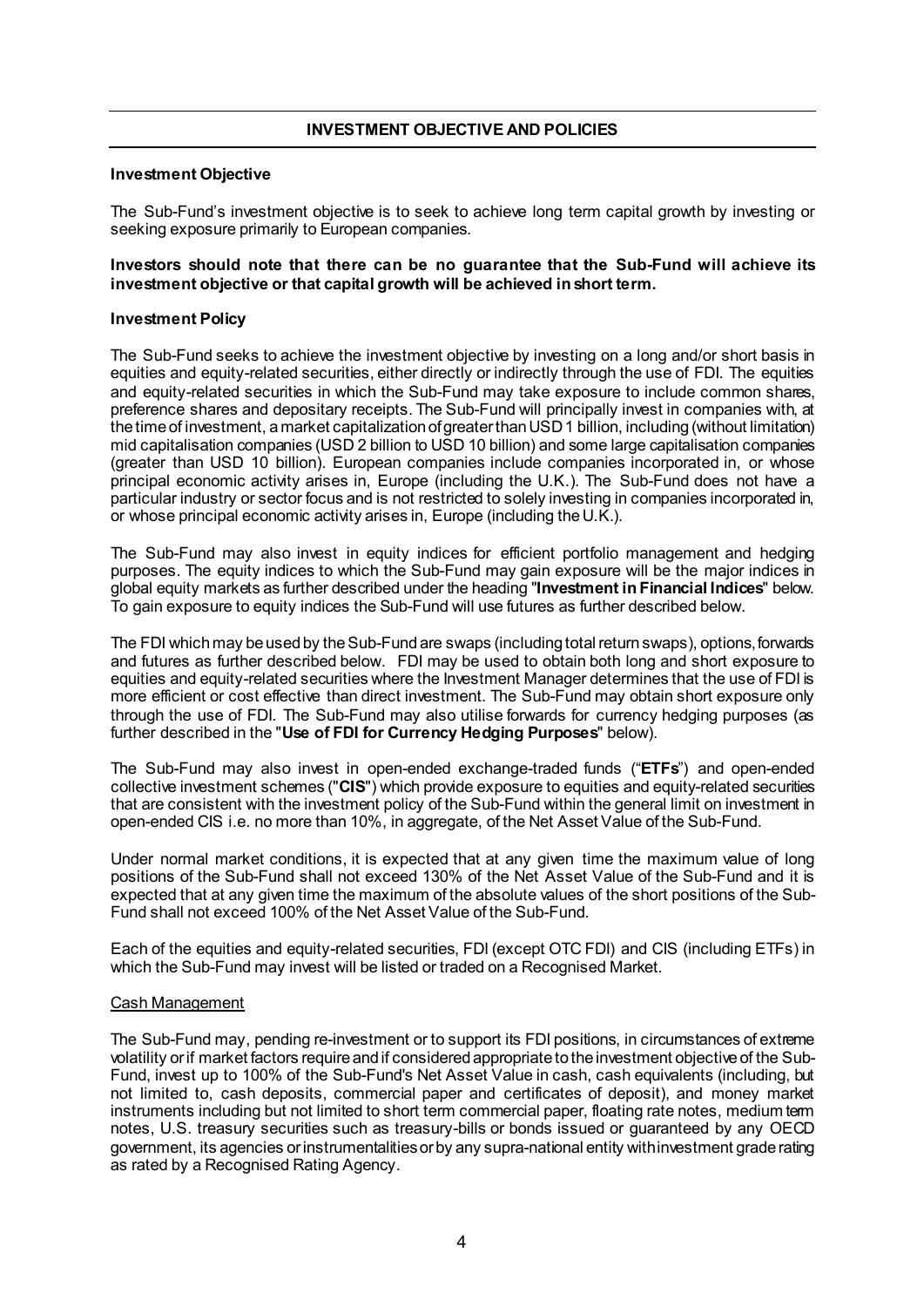## INVESTMENT OBJECTIVE AND POLICIES

### Investment Objective

The Sub-Fund's investment objective is to seek to achieve long term capital growth by investing or seeking exposure primarily to European companies.

**Investors should note that there can be no guarantee that the Sub-Fund will achieve its investment objective or that capital growth will be achieved in short term.**

### Investment Policy

The Sub-Fund seeks to achieve the investment objective by investing on a long and/or short basis in equities and equity-related securities, either directly or indirectly through the use of FDI. The equities and equity-related securities in which the Sub-Fund may take exposure to include common shares, preference shares and depositary receipts. The Sub-Fund will principally invest in companies with, at the time of investment, a market capitalization of greater than USD 1 billion, including (without limitation) mid capitalisation companies (USD 2 billion to USD 10 billion) and some large capitalisation companies (greater than USD 10 billion). European companies include companies incorporated in, or whose principal economic activity arises in, Europe (including the U.K.). The Sub-Fund does not have a particular industry or sector focus and is not restricted to solely investing in companies incorporated in, or whose principal economic activity arises in, Europe (including the U.K.).

The Sub-Fund may also invest in equity indices for efficient portfolio management and hedging purposes. The equity indices to which the Sub-Fund may gain exposure will be the major indices in global equity markets as further described under the heading "**Investment in Financial Indices**" below. To gain exposure to equity indices the Sub-Fund will use futures as further described below.

The FDI which may be used by the Sub-Fund are swaps (including total return swaps), options, forwards and futures as further described below. FDI may be used to obtain both long and short exposure to equities and equity-related securities where the Investment Manager determines that the use of FDI is more efficient or cost effective than direct investment. The Sub-Fund may obtain short exposure only through the use of FDI. The Sub-Fund may also utilise forwards for currency hedging purposes (as further described in the "**Use of FDI for Currency Hedging Purposes**" below).

The Sub-Fund may also invest in open-ended exchange-traded funds ("**ETFs**") and open-ended collective investment schemes ("**CIS**") which provide exposure to equities and equity-related securities that are consistent with the investment policy of the Sub-Fund within the general limit on investment in open-ended CIS i.e. no more than 10%, in aggregate, of the Net Asset Value of the Sub-Fund.

Under normal market conditions, it is expected that at any given time the maximum value of long positions of the Sub-Fund shall not exceed 130% of the Net Asset Value of the Sub-Fund and it is expected that at any given time the maximum of the absolute values of the short positions of the Sub-Fund shall not exceed 100% of the Net Asset Value of the Sub-Fund.

Each of the equities and equity-related securities, FDI (except OTC FDI) and CIS (including ETFs) in which the Sub-Fund may invest will be listed or traded on a Recognised Market.

Cash Management

The Sub-Fund may, pending re-investment or to support its FDI positions, in circumstances of extreme volatility or if market factors require and if considered appropriate to the investment objective of the Sub-Fund, invest up to 100% of the Sub-Fund's Net Asset Value in cash, cash equivalents (including, but not limited to, cash deposits, commercial paper and certificates of deposit), and money market instruments including but not limited to short term commercial paper, floating rate notes, medium term notes, U.S. treasury securities such as treasury-bills or bonds issued or guaranteed by any OECD government, its agencies or instrumentalities or by any supra-national entity with investment grade rating as rated by a Recognised Rating Agency.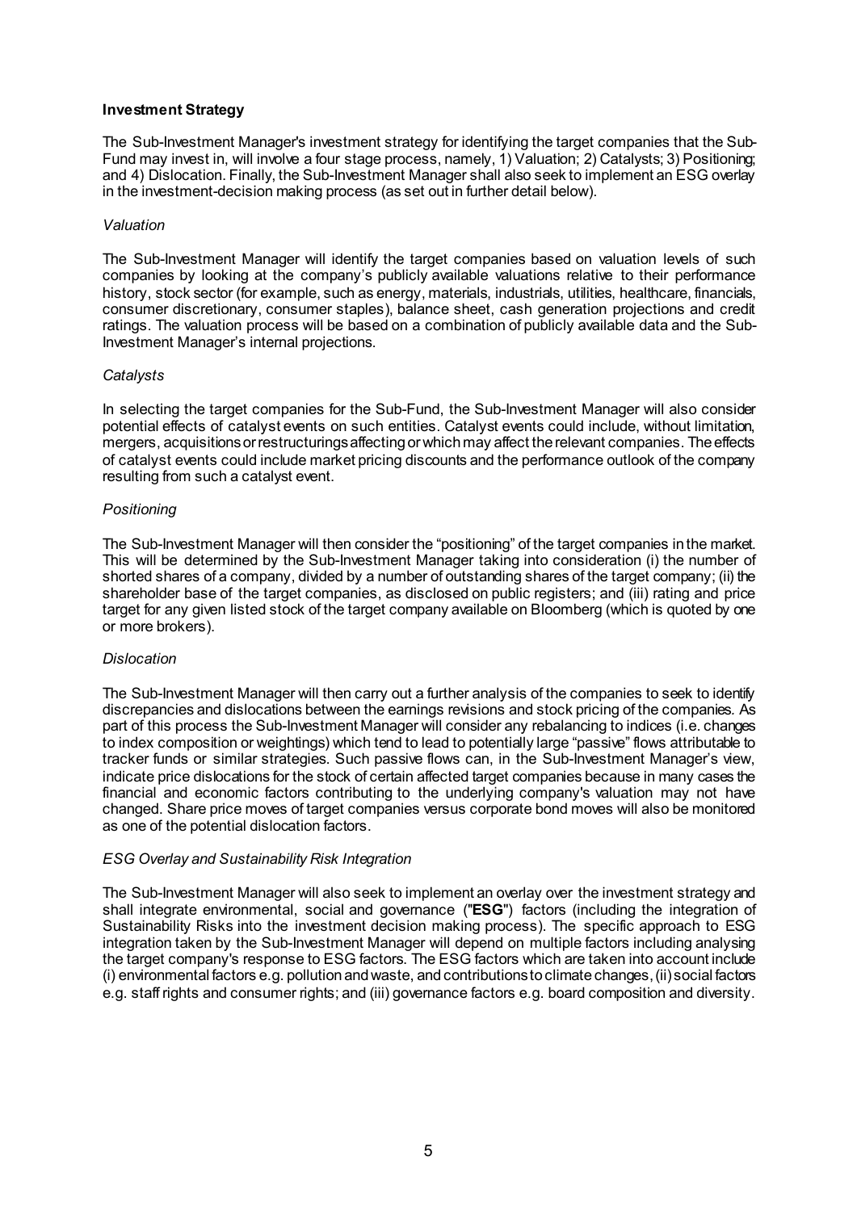**Investment Strategy**

The Sub-Investment Manager's investment strategy for identifying the target companies that the Sub-Fund may invest in, will involve a four stage process, namely, 1) Valuation; 2) Catalysts; 3) Positioning; and 4) Dislocation. Finally, the Sub-Investment Manager shall also seek to implement an ESG overlay in the investment-decision making process (as set out in further detail below).

*Valuation*

The Sub-Investment Manager will identify the target companies based on valuation levels of such companies by looking at the company's publicly available valuations relative to their performance history, stock sector (for example, such as energy, materials, industrials, utilities, healthcare, financials, consumer discretionary, consumer staples), balance sheet, cash generation projections and credit ratings. The valuation process will be based on a combination of publicly available data and the Sub-Investment Manager's internal projections.

*Catalysts*

In selecting the target companies for the Sub-Fund, the Sub-Investment Manager will also consider potential effects of catalyst events on such entities. Catalyst events could include, without limitation, mergers, acquisitions or restructurings affecting or which may affect the relevant companies. The effects of catalyst events could include market pricing discounts and the performance outlook of the company resulting from such a catalyst event.

*Positioning*

The Sub-Investment Manager will then consider the "positioning" of the target companies in the market. This will be determined by the Sub-Investment Manager taking into consideration (i) the number of shorted shares of a company, divided by a number of outstanding shares of the target company; (ii) the shareholder base of the target companies, as disclosed on public registers; and (iii) rating and price target for any given listed stock of the target company available on Bloomberg (which is quoted by one or more brokers).

*Dislocation*

The Sub-Investment Manager will then carry out a further analysis of the companies to seek to identify discrepancies and dislocations between the earnings revisions and stock pricing of the companies. As part of this process the Sub-Investment Manager will consider any rebalancing to indices (i.e. changes to index composition or weightings) which tend to lead to potentially large "passive" flows attributable to tracker funds or similar strategies. Such passive flows can, in the Sub-Investment Manager's view, indicate price dislocations for the stock of certain affected target companies because in many cases the financial and economic factors contributing to the underlying company's valuation may not have changed. Share price moves of target companies versus corporate bond moves will also be monitored as one of the potential dislocation factors.

*ESG Overlay and Sustainability Risk Integration*

The Sub-Investment Manager will also seek to implement an overlay over the investment strategy and shall integrate environmental, social and governance ("**ESG**") factors (including the integration of Sustainability Risks into the investment decision making process). The specific approach to ESG integration taken by the Sub-Investment Manager will depend on multiple factors including analysing the target company's response to ESG factors. The ESG factors which are taken into account include (i) environmental factors e.g. pollution and waste, and contributions to climate changes, (ii) social factors e.g. staff rights and consumer rights; and (iii) governance factors e.g. board composition and diversity.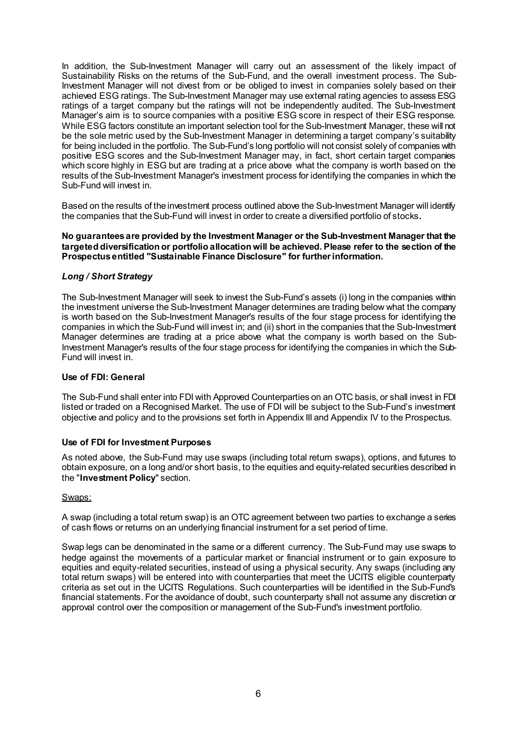In addition, the Sub-Investment Manager will carry out an assessment of the likely impact of Sustainability Risks on the returns of the Sub-Fund, and the overall investment process. The Sub-Investment Manager will not divest from or be obliged to invest in companies solely based on their achieved ESG ratings. The Sub-Investment Manager may use external rating agencies to assess ESG ratings of a target company but the ratings will not be independently audited. The Sub-Investment Manager's aim is to source companies with a positive ESG score in respect of their ESG response. While ESG factors constitute an important selection tool for the Sub-Investment Manager, these will not be the sole metric used by the Sub-Investment Manager in determining a target company's suitability for being included in the portfolio. The Sub-Fund's long portfolio will not consist solely of companies with positive ESG scores and the Sub-Investment Manager may, in fact, short certain target companies which score highly in ESG but are trading at a price above what the company is worth based on the results of the Sub-Investment Manager's investment process for identifying the companies in which the Sub-Fund will invest in.

Based on the results of the investment process outlined above the Sub-Investment Manager will identify the companies that the Sub-Fund will invest in order to create a diversified portfolio of stocks**.**

**No guarantees are provided by the Investment Manager or the Sub-Investment Manager that the targeted diversification or portfolio allocation will be achieved. Please refer to the section of the Prospectus entitled "Sustainable Finance Disclosure" for further information.**

***Long / Short Strategy***

The Sub-Investment Manager will seek to invest the Sub-Fund's assets (i) long in the companies within the investment universe the Sub-Investment Manager determines are trading below what the company is worth based on the Sub-Investment Manager's results of the four stage process for identifying the companies in which the Sub-Fund will invest in; and (ii) short in the companies that the Sub-Investment Manager determines are trading at a price above what the company is worth based on the Sub-Investment Manager's results of the four stage process for identifying the companies in which the Sub-Fund will invest in.

**Use of FDI: General**

The Sub-Fund shall enter into FDI with Approved Counterparties on an OTC basis, or shall invest in FDI listed or traded on a Recognised Market. The use of FDI will be subject to the Sub-Fund's investment objective and policy and to the provisions set forth in Appendix III and Appendix IV to the Prospectus.

**Use of FDI for Investment Purposes**

As noted above, the Sub-Fund may use swaps (including total return swaps), options, and futures to obtain exposure, on a long and/or short basis, to the equities and equity-related securities described in the "**Investment Policy**" section.

Swaps:

A swap (including a total return swap) is an OTC agreement between two parties to exchange a series of cash flows or returns on an underlying financial instrument for a set period of time.

Swap legs can be denominated in the same or a different currency. The Sub-Fund may use swaps to hedge against the movements of a particular market or financial instrument or to gain exposure to equities and equity-related securities, instead of using a physical security. Any swaps (including any total return swaps) will be entered into with counterparties that meet the UCITS eligible counterparty criteria as set out in the UCITS Regulations. Such counterparties will be identified in the Sub-Fund's financial statements. For the avoidance of doubt, such counterparty shall not assume any discretion or approval control over the composition or management of the Sub-Fund's investment portfolio.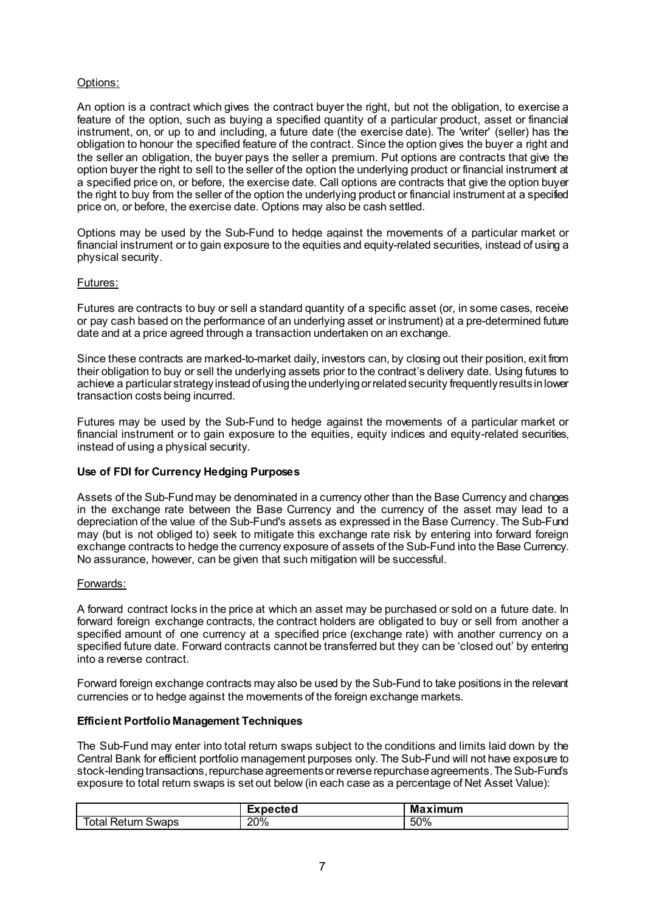Options:

An option is a contract which gives the contract buyer the right, but not the obligation, to exercise a feature of the option, such as buying a specified quantity of a particular product, asset or financial instrument, on, or up to and including, a future date (the exercise date). The 'writer' (seller) has the obligation to honour the specified feature of the contract. Since the option gives the buyer a right and the seller an obligation, the buyer pays the seller a premium. Put options are contracts that give the option buyer the right to sell to the seller of the option the underlying product or financial instrument at a specified price on, or before, the exercise date. Call options are contracts that give the option buyer the right to buy from the seller of the option the underlying product or financial instrument at a specified price on, or before, the exercise date. Options may also be cash settled.

Options may be used by the Sub-Fund to hedge against the movements of a particular market or financial instrument or to gain exposure to the equities and equity-related securities, instead of using a physical security.

Futures:

Futures are contracts to buy or sell a standard quantity of a specific asset (or, in some cases, receive or pay cash based on the performance of an underlying asset or instrument) at a pre-determined future date and at a price agreed through a transaction undertaken on an exchange.

Since these contracts are marked-to-market daily, investors can, by closing out their position, exit from their obligation to buy or sell the underlying assets prior to the contract's delivery date. Using futures to achieve a particular strategy instead of using the underlying or related security frequently results in lower transaction costs being incurred.

Futures may be used by the Sub-Fund to hedge against the movements of a particular market or financial instrument or to gain exposure to the equities, equity indices and equity-related securities, instead of using a physical security.

**Use of FDI for Currency Hedging Purposes**

Assets of the Sub-Fund may be denominated in a currency other than the Base Currency and changes in the exchange rate between the Base Currency and the currency of the asset may lead to a depreciation of the value of the Sub-Fund's assets as expressed in the Base Currency. The Sub-Fund may (but is not obliged to) seek to mitigate this exchange rate risk by entering into forward foreign exchange contracts to hedge the currency exposure of assets of the Sub-Fund into the Base Currency. No assurance, however, can be given that such mitigation will be successful.

Forwards:

A forward contract locks in the price at which an asset may be purchased or sold on a future date. In forward foreign exchange contracts, the contract holders are obligated to buy or sell from another a specified amount of one currency at a specified price (exchange rate) with another currency on a specified future date. Forward contracts cannot be transferred but they can be 'closed out' by entering into a reverse contract.

Forward foreign exchange contracts may also be used by the Sub-Fund to take positions in the relevant currencies or to hedge against the movements of the foreign exchange markets.

**Efficient Portfolio Management Techniques**

The Sub-Fund may enter into total return swaps subject to the conditions and limits laid down by the Central Bank for efficient portfolio management purposes only. The Sub-Fund will not have exposure to stock-lending transactions, repurchase agreements or reverse repurchase agreements. The Sub-Fund's exposure to total return swaps is set out below (in each case as a percentage of Net Asset Value):

| | **Expected** | **Maximum** |
|---|---|---|
| Total Return Swaps | 20% | 50% |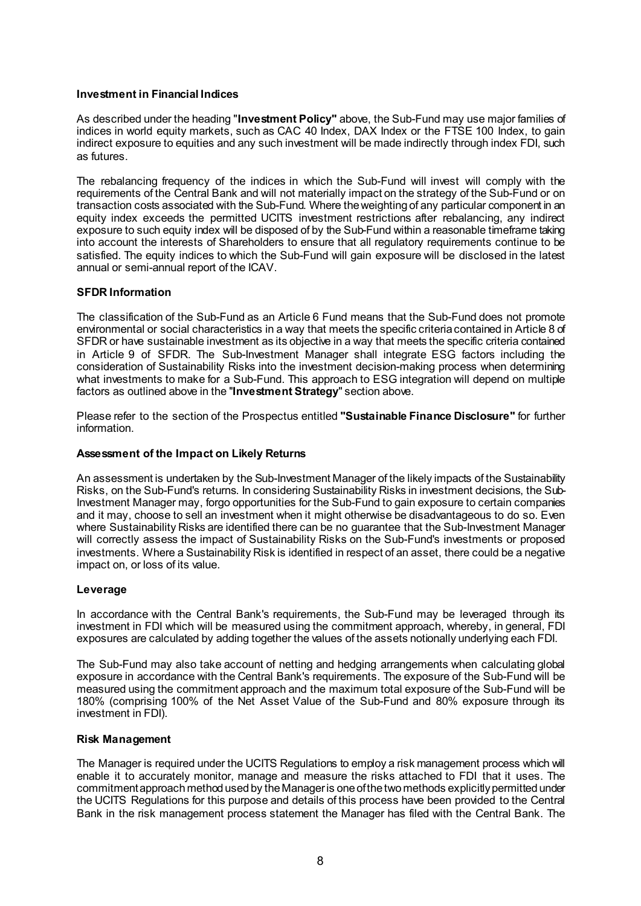**Investment in Financial Indices**

As described under the heading "**Investment Policy"** above, the Sub-Fund may use major families of indices in world equity markets, such as CAC 40 Index, DAX Index or the FTSE 100 Index, to gain indirect exposure to equities and any such investment will be made indirectly through index FDI, such as futures.

The rebalancing frequency of the indices in which the Sub-Fund will invest will comply with the requirements of the Central Bank and will not materially impact on the strategy of the Sub-Fund or on transaction costs associated with the Sub-Fund. Where the weighting of any particular component in an equity index exceeds the permitted UCITS investment restrictions after rebalancing, any indirect exposure to such equity index will be disposed of by the Sub-Fund within a reasonable timeframe taking into account the interests of Shareholders to ensure that all regulatory requirements continue to be satisfied. The equity indices to which the Sub-Fund will gain exposure will be disclosed in the latest annual or semi-annual report of the ICAV.

**SFDR Information**

The classification of the Sub-Fund as an Article 6 Fund means that the Sub-Fund does not promote environmental or social characteristics in a way that meets the specific criteria contained in Article 8 of SFDR or have sustainable investment as its objective in a way that meets the specific criteria contained in Article 9 of SFDR. The Sub-Investment Manager shall integrate ESG factors including the consideration of Sustainability Risks into the investment decision-making process when determining what investments to make for a Sub-Fund. This approach to ESG integration will depend on multiple factors as outlined above in the "**Investment Strategy**" section above.

Please refer to the section of the Prospectus entitled **"Sustainable Finance Disclosure"** for further information.

**Assessment of the Impact on Likely Returns**

An assessment is undertaken by the Sub-Investment Manager of the likely impacts of the Sustainability Risks, on the Sub-Fund's returns. In considering Sustainability Risks in investment decisions, the Sub-Investment Manager may, forgo opportunities for the Sub-Fund to gain exposure to certain companies and it may, choose to sell an investment when it might otherwise be disadvantageous to do so. Even where Sustainability Risks are identified there can be no guarantee that the Sub-Investment Manager will correctly assess the impact of Sustainability Risks on the Sub-Fund's investments or proposed investments. Where a Sustainability Risk is identified in respect of an asset, there could be a negative impact on, or loss of its value.

**Leverage**

In accordance with the Central Bank's requirements, the Sub-Fund may be leveraged through its investment in FDI which will be measured using the commitment approach, whereby, in general, FDI exposures are calculated by adding together the values of the assets notionally underlying each FDI.

The Sub-Fund may also take account of netting and hedging arrangements when calculating global exposure in accordance with the Central Bank's requirements. The exposure of the Sub-Fund will be measured using the commitment approach and the maximum total exposure of the Sub-Fund will be 180% (comprising 100% of the Net Asset Value of the Sub-Fund and 80% exposure through its investment in FDI).

**Risk Management**

The Manager is required under the UCITS Regulations to employ a risk management process which will enable it to accurately monitor, manage and measure the risks attached to FDI that it uses. The commitment approach method used by the Manager is one of the two methods explicitly permitted under the UCITS Regulations for this purpose and details of this process have been provided to the Central Bank in the risk management process statement the Manager has filed with the Central Bank. The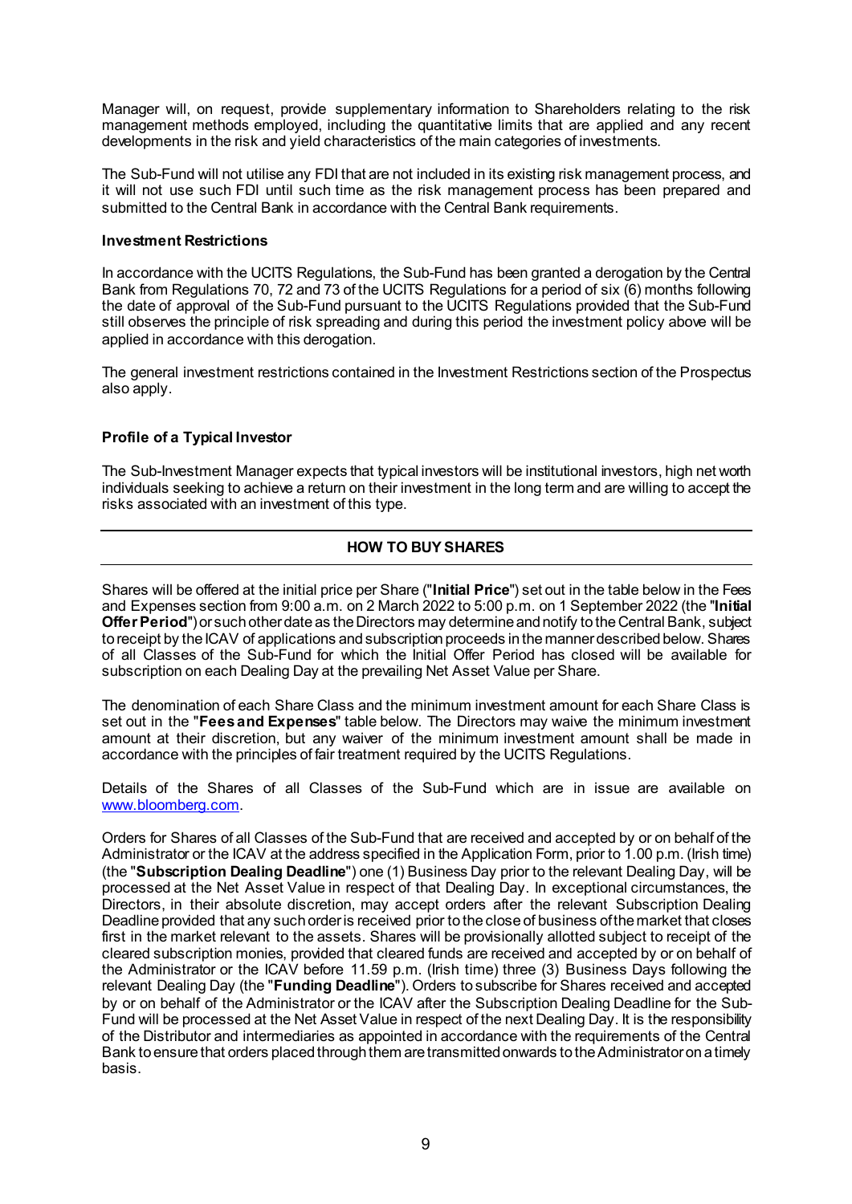Manager will, on request, provide supplementary information to Shareholders relating to the risk management methods employed, including the quantitative limits that are applied and any recent developments in the risk and yield characteristics of the main categories of investments.

The Sub-Fund will not utilise any FDI that are not included in its existing risk management process, and it will not use such FDI until such time as the risk management process has been prepared and submitted to the Central Bank in accordance with the Central Bank requirements.

**Investment Restrictions**

In accordance with the UCITS Regulations, the Sub-Fund has been granted a derogation by the Central Bank from Regulations 70, 72 and 73 of the UCITS Regulations for a period of six (6) months following the date of approval of the Sub-Fund pursuant to the UCITS Regulations provided that the Sub-Fund still observes the principle of risk spreading and during this period the investment policy above will be applied in accordance with this derogation.

The general investment restrictions contained in the Investment Restrictions section of the Prospectus also apply.

**Profile of a Typical Investor**

The Sub-Investment Manager expects that typical investors will be institutional investors, high net worth individuals seeking to achieve a return on their investment in the long term and are willing to accept the risks associated with an investment of this type.

## HOW TO BUY SHARES

Shares will be offered at the initial price per Share ("**Initial Price**") set out in the table below in the Fees and Expenses section from 9:00 a.m. on 2 March 2022 to 5:00 p.m. on 1 September 2022 (the "**Initial Offer Period**") or such other date as the Directors may determine and notify to the Central Bank, subject to receipt by the ICAV of applications and subscription proceeds in the manner described below. Shares of all Classes of the Sub-Fund for which the Initial Offer Period has closed will be available for subscription on each Dealing Day at the prevailing Net Asset Value per Share.

The denomination of each Share Class and the minimum investment amount for each Share Class is set out in the "**Fees and Expenses**" table below. The Directors may waive the minimum investment amount at their discretion, but any waiver of the minimum investment amount shall be made in accordance with the principles of fair treatment required by the UCITS Regulations.

Details of the Shares of all Classes of the Sub-Fund which are in issue are available on www.bloomberg.com.

Orders for Shares of all Classes of the Sub-Fund that are received and accepted by or on behalf of the Administrator or the ICAV at the address specified in the Application Form, prior to 1.00 p.m. (Irish time) (the "**Subscription Dealing Deadline**") one (1) Business Day prior to the relevant Dealing Day, will be processed at the Net Asset Value in respect of that Dealing Day. In exceptional circumstances, the Directors, in their absolute discretion, may accept orders after the relevant Subscription Dealing Deadline provided that any such order is received prior to the close of business of the market that closes first in the market relevant to the assets. Shares will be provisionally allotted subject to receipt of the cleared subscription monies, provided that cleared funds are received and accepted by or on behalf of the Administrator or the ICAV before 11.59 p.m. (Irish time) three (3) Business Days following the relevant Dealing Day (the "**Funding Deadline**"). Orders to subscribe for Shares received and accepted by or on behalf of the Administrator or the ICAV after the Subscription Dealing Deadline for the Sub-Fund will be processed at the Net Asset Value in respect of the next Dealing Day. It is the responsibility of the Distributor and intermediaries as appointed in accordance with the requirements of the Central Bank to ensure that orders placed through them are transmitted onwards to the Administrator on a timely basis.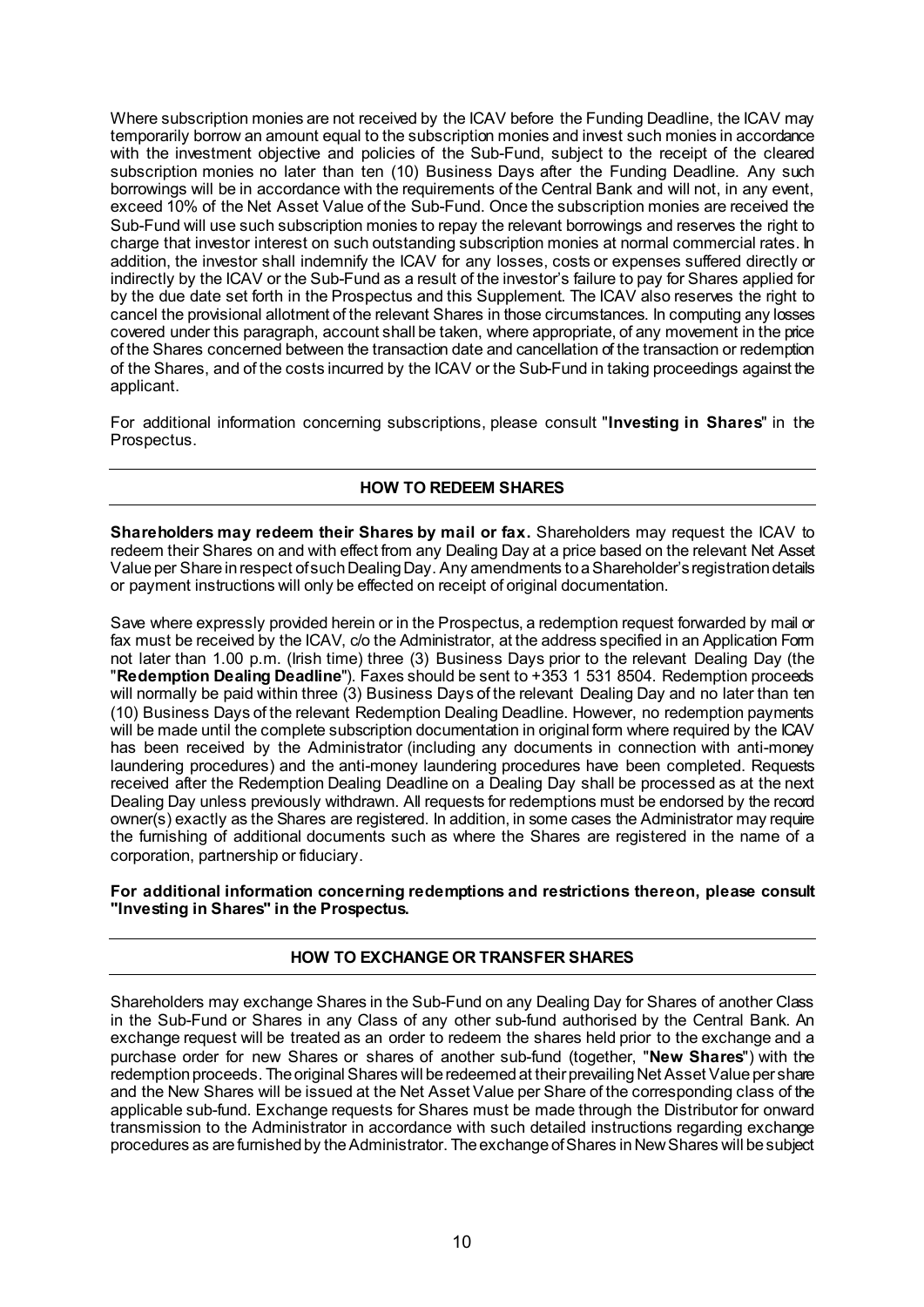Where subscription monies are not received by the ICAV before the Funding Deadline, the ICAV may temporarily borrow an amount equal to the subscription monies and invest such monies in accordance with the investment objective and policies of the Sub-Fund, subject to the receipt of the cleared subscription monies no later than ten (10) Business Days after the Funding Deadline. Any such borrowings will be in accordance with the requirements of the Central Bank and will not, in any event, exceed 10% of the Net Asset Value of the Sub-Fund. Once the subscription monies are received the Sub-Fund will use such subscription monies to repay the relevant borrowings and reserves the right to charge that investor interest on such outstanding subscription monies at normal commercial rates. In addition, the investor shall indemnify the ICAV for any losses, costs or expenses suffered directly or indirectly by the ICAV or the Sub-Fund as a result of the investor's failure to pay for Shares applied for by the due date set forth in the Prospectus and this Supplement. The ICAV also reserves the right to cancel the provisional allotment of the relevant Shares in those circumstances. In computing any losses covered under this paragraph, account shall be taken, where appropriate, of any movement in the price of the Shares concerned between the transaction date and cancellation of the transaction or redemption of the Shares, and of the costs incurred by the ICAV or the Sub-Fund in taking proceedings against the applicant.

For additional information concerning subscriptions, please consult "**Investing in Shares**" in the Prospectus.

## HOW TO REDEEM SHARES

**Shareholders may redeem their Shares by mail or fax.** Shareholders may request the ICAV to redeem their Shares on and with effect from any Dealing Day at a price based on the relevant Net Asset Value per Share in respect of such Dealing Day. Any amendments to a Shareholder's registration details or payment instructions will only be effected on receipt of original documentation.

Save where expressly provided herein or in the Prospectus, a redemption request forwarded by mail or fax must be received by the ICAV, c/o the Administrator, at the address specified in an Application Form not later than 1.00 p.m. (Irish time) three (3) Business Days prior to the relevant Dealing Day (the "**Redemption Dealing Deadline**"). Faxes should be sent to +353 1 531 8504. Redemption proceeds will normally be paid within three (3) Business Days of the relevant Dealing Day and no later than ten (10) Business Days of the relevant Redemption Dealing Deadline. However, no redemption payments will be made until the complete subscription documentation in original form where required by the ICAV has been received by the Administrator (including any documents in connection with anti-money laundering procedures) and the anti-money laundering procedures have been completed. Requests received after the Redemption Dealing Deadline on a Dealing Day shall be processed as at the next Dealing Day unless previously withdrawn. All requests for redemptions must be endorsed by the record owner(s) exactly as the Shares are registered. In addition, in some cases the Administrator may require the furnishing of additional documents such as where the Shares are registered in the name of a corporation, partnership or fiduciary.

**For additional information concerning redemptions and restrictions thereon, please consult "Investing in Shares" in the Prospectus.**

## HOW TO EXCHANGE OR TRANSFER SHARES

Shareholders may exchange Shares in the Sub-Fund on any Dealing Day for Shares of another Class in the Sub-Fund or Shares in any Class of any other sub-fund authorised by the Central Bank. An exchange request will be treated as an order to redeem the shares held prior to the exchange and a purchase order for new Shares or shares of another sub-fund (together, "**New Shares**") with the redemption proceeds. The original Shares will be redeemed at their prevailing Net Asset Value per share and the New Shares will be issued at the Net Asset Value per Share of the corresponding class of the applicable sub-fund. Exchange requests for Shares must be made through the Distributor for onward transmission to the Administrator in accordance with such detailed instructions regarding exchange procedures as are furnished by the Administrator. The exchange of Shares in New Shares will be subject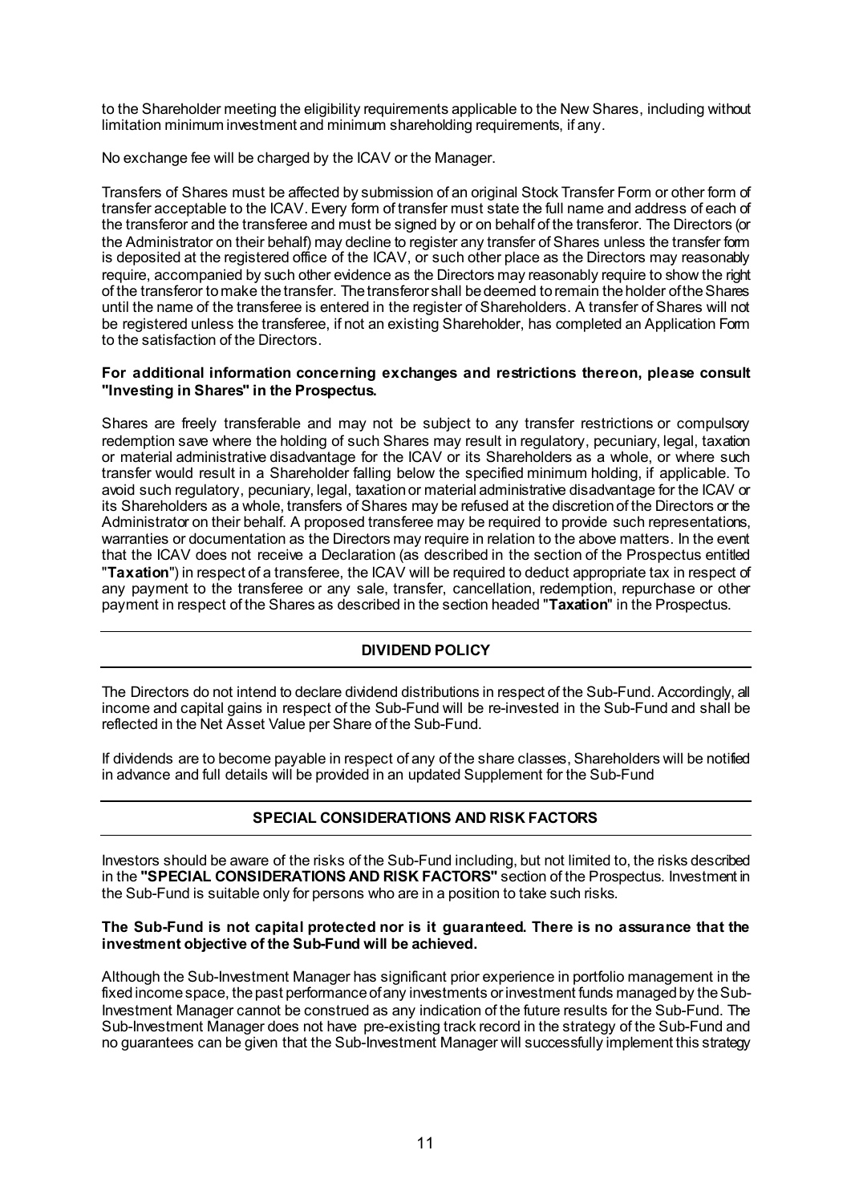to the Shareholder meeting the eligibility requirements applicable to the New Shares, including without limitation minimum investment and minimum shareholding requirements, if any.

No exchange fee will be charged by the ICAV or the Manager.

Transfers of Shares must be affected by submission of an original Stock Transfer Form or other form of transfer acceptable to the ICAV. Every form of transfer must state the full name and address of each of the transferor and the transferee and must be signed by or on behalf of the transferor. The Directors (or the Administrator on their behalf) may decline to register any transfer of Shares unless the transfer form is deposited at the registered office of the ICAV, or such other place as the Directors may reasonably require, accompanied by such other evidence as the Directors may reasonably require to show the right of the transferor to make the transfer. The transferor shall be deemed to remain the holder of the Shares until the name of the transferee is entered in the register of Shareholders. A transfer of Shares will not be registered unless the transferee, if not an existing Shareholder, has completed an Application Form to the satisfaction of the Directors.

**For additional information concerning exchanges and restrictions thereon, please consult "Investing in Shares" in the Prospectus.**

Shares are freely transferable and may not be subject to any transfer restrictions or compulsory redemption save where the holding of such Shares may result in regulatory, pecuniary, legal, taxation or material administrative disadvantage for the ICAV or its Shareholders as a whole, or where such transfer would result in a Shareholder falling below the specified minimum holding, if applicable. To avoid such regulatory, pecuniary, legal, taxation or material administrative disadvantage for the ICAV or its Shareholders as a whole, transfers of Shares may be refused at the discretion of the Directors or the Administrator on their behalf. A proposed transferee may be required to provide such representations, warranties or documentation as the Directors may require in relation to the above matters. In the event that the ICAV does not receive a Declaration (as described in the section of the Prospectus entitled "**Taxation**") in respect of a transferee, the ICAV will be required to deduct appropriate tax in respect of any payment to the transferee or any sale, transfer, cancellation, redemption, repurchase or other payment in respect of the Shares as described in the section headed "**Taxation**" in the Prospectus.

## DIVIDEND POLICY

The Directors do not intend to declare dividend distributions in respect of the Sub-Fund. Accordingly, all income and capital gains in respect of the Sub-Fund will be re-invested in the Sub-Fund and shall be reflected in the Net Asset Value per Share of the Sub-Fund.

If dividends are to become payable in respect of any of the share classes, Shareholders will be notified in advance and full details will be provided in an updated Supplement for the Sub-Fund

## SPECIAL CONSIDERATIONS AND RISK FACTORS

Investors should be aware of the risks of the Sub-Fund including, but not limited to, the risks described in the **"SPECIAL CONSIDERATIONS AND RISK FACTORS"** section of the Prospectus. Investment in the Sub-Fund is suitable only for persons who are in a position to take such risks.

**The Sub-Fund is not capital protected nor is it guaranteed. There is no assurance that the investment objective of the Sub-Fund will be achieved.**

Although the Sub-Investment Manager has significant prior experience in portfolio management in the fixed income space, the past performance of any investments or investment funds managed by the Sub-Investment Manager cannot be construed as any indication of the future results for the Sub-Fund. The Sub-Investment Manager does not have pre-existing track record in the strategy of the Sub-Fund and no guarantees can be given that the Sub-Investment Manager will successfully implement this strategy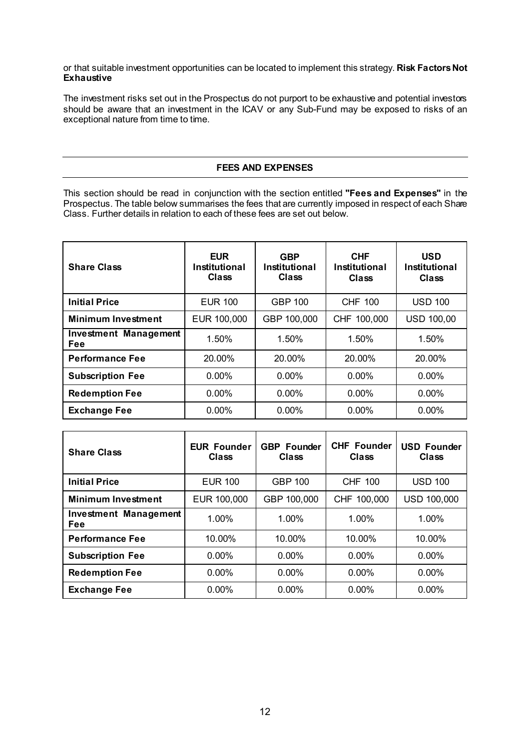or that suitable investment opportunities can be located to implement this strategy. **Risk Factors Not Exhaustive**

The investment risks set out in the Prospectus do not purport to be exhaustive and potential investors should be aware that an investment in the ICAV or any Sub-Fund may be exposed to risks of an exceptional nature from time to time.

## FEES AND EXPENSES

This section should be read in conjunction with the section entitled **"Fees and Expenses"** in the Prospectus. The table below summarises the fees that are currently imposed in respect of each Share Class. Further details in relation to each of these fees are set out below.

| Share Class | EUR Institutional Class | GBP Institutional Class | CHF Institutional Class | USD Institutional Class |
|---|---|---|---|---|
| **Initial Price** | EUR 100 | GBP 100 | CHF 100 | USD 100 |
| **Minimum Investment** | EUR 100,000 | GBP 100,000 | CHF 100,000 | USD 100,00 |
| **Investment Management Fee** | 1.50% | 1.50% | 1.50% | 1.50% |
| **Performance Fee** | 20.00% | 20.00% | 20.00% | 20.00% |
| **Subscription Fee** | 0.00% | 0.00% | 0.00% | 0.00% |
| **Redemption Fee** | 0.00% | 0.00% | 0.00% | 0.00% |
| **Exchange Fee** | 0.00% | 0.00% | 0.00% | 0.00% |

| Share Class | EUR Founder Class | GBP Founder Class | CHF Founder Class | USD Founder Class |
|---|---|---|---|---|
| **Initial Price** | EUR 100 | GBP 100 | CHF 100 | USD 100 |
| **Minimum Investment** | EUR 100,000 | GBP 100,000 | CHF 100,000 | USD 100,000 |
| **Investment Management Fee** | 1.00% | 1.00% | 1.00% | 1.00% |
| **Performance Fee** | 10.00% | 10.00% | 10.00% | 10.00% |
| **Subscription Fee** | 0.00% | 0.00% | 0.00% | 0.00% |
| **Redemption Fee** | 0.00% | 0.00% | 0.00% | 0.00% |
| **Exchange Fee** | 0.00% | 0.00% | 0.00% | 0.00% |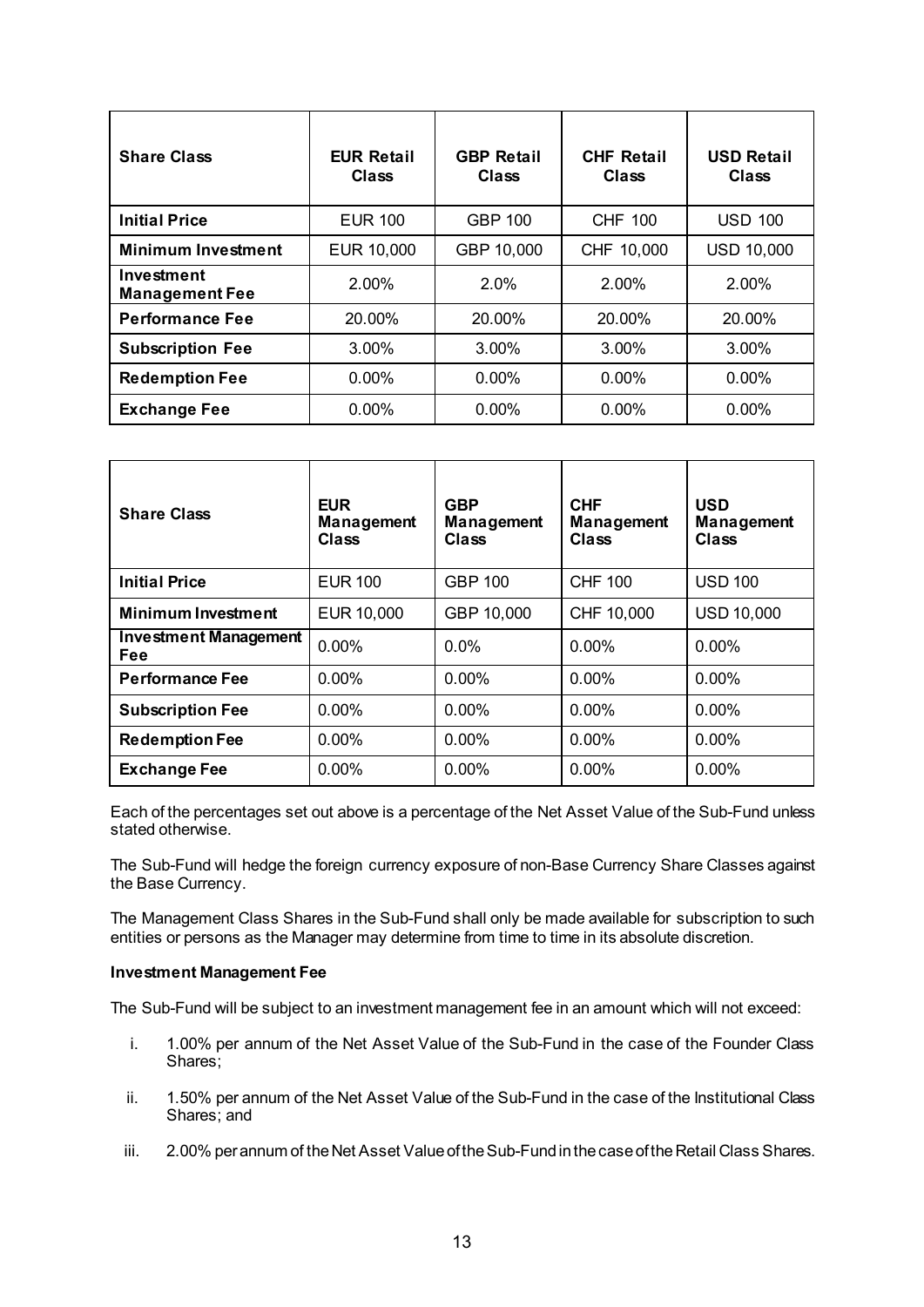| Share Class | EUR Retail Class | GBP Retail Class | CHF Retail Class | USD Retail Class |
|---|---|---|---|---|
| **Initial Price** | EUR 100 | GBP 100 | CHF 100 | USD 100 |
| **Minimum Investment** | EUR 10,000 | GBP 10,000 | CHF 10,000 | USD 10,000 |
| **Investment Management Fee** | 2.00% | 2.0% | 2.00% | 2.00% |
| **Performance Fee** | 20.00% | 20.00% | 20.00% | 20.00% |
| **Subscription Fee** | 3.00% | 3.00% | 3.00% | 3.00% |
| **Redemption Fee** | 0.00% | 0.00% | 0.00% | 0.00% |
| **Exchange Fee** | 0.00% | 0.00% | 0.00% | 0.00% |

| Share Class | EUR Management Class | GBP Management Class | CHF Management Class | USD Management Class |
|---|---|---|---|---|
| **Initial Price** | EUR 100 | GBP 100 | CHF 100 | USD 100 |
| **Minimum Investment** | EUR 10,000 | GBP 10,000 | CHF 10,000 | USD 10,000 |
| **Investment Management Fee** | 0.00% | 0.0% | 0.00% | 0.00% |
| **Performance Fee** | 0.00% | 0.00% | 0.00% | 0.00% |
| **Subscription Fee** | 0.00% | 0.00% | 0.00% | 0.00% |
| **Redemption Fee** | 0.00% | 0.00% | 0.00% | 0.00% |
| **Exchange Fee** | 0.00% | 0.00% | 0.00% | 0.00% |

Each of the percentages set out above is a percentage of the Net Asset Value of the Sub-Fund unless stated otherwise.

The Sub-Fund will hedge the foreign currency exposure of non-Base Currency Share Classes against the Base Currency.

The Management Class Shares in the Sub-Fund shall only be made available for subscription to such entities or persons as the Manager may determine from time to time in its absolute discretion.

**Investment Management Fee**

The Sub-Fund will be subject to an investment management fee in an amount which will not exceed:

i. 1.00% per annum of the Net Asset Value of the Sub-Fund in the case of the Founder Class Shares;

ii. 1.50% per annum of the Net Asset Value of the Sub-Fund in the case of the Institutional Class Shares; and

iii. 2.00% per annum of the Net Asset Value of the Sub-Fund in the case of the Retail Class Shares.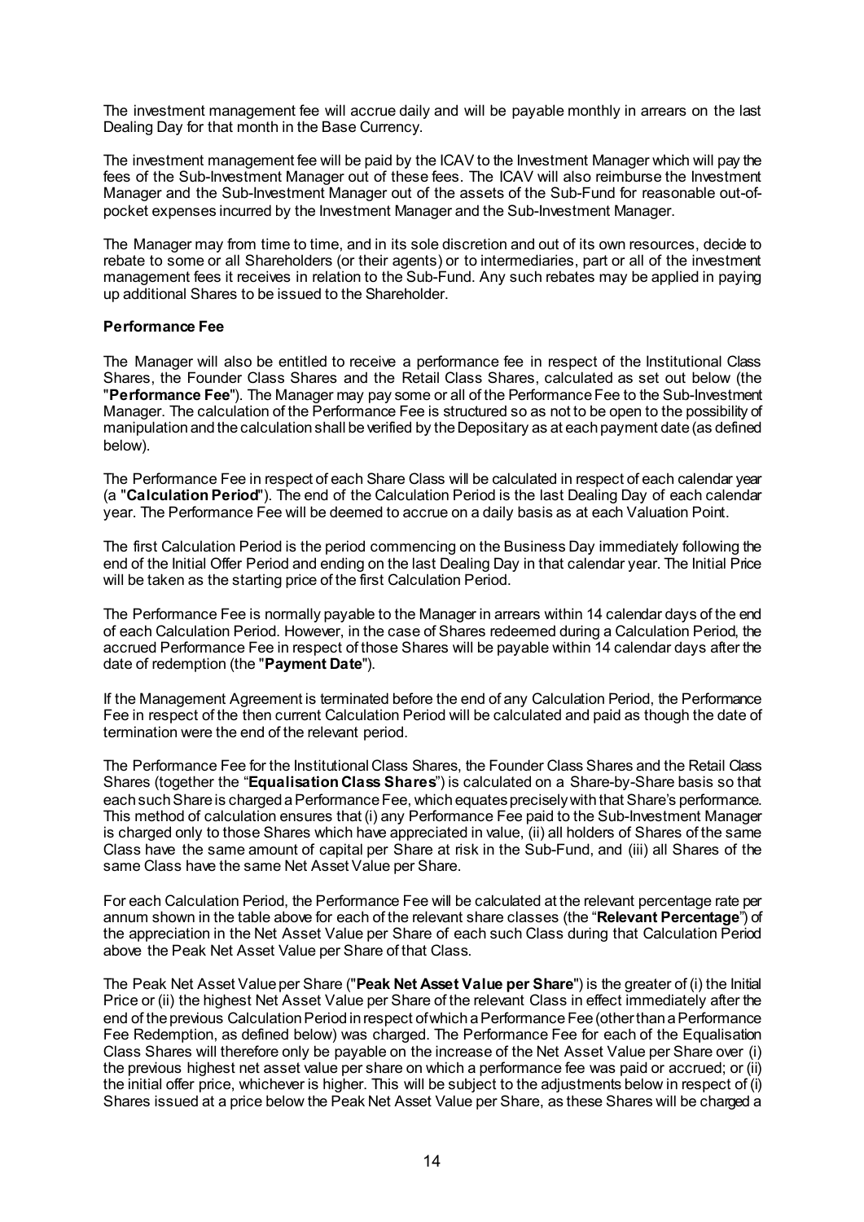The investment management fee will accrue daily and will be payable monthly in arrears on the last Dealing Day for that month in the Base Currency.

The investment management fee will be paid by the ICAV to the Investment Manager which will pay the fees of the Sub-Investment Manager out of these fees. The ICAV will also reimburse the Investment Manager and the Sub-Investment Manager out of the assets of the Sub-Fund for reasonable out-of-pocket expenses incurred by the Investment Manager and the Sub-Investment Manager.

The Manager may from time to time, and in its sole discretion and out of its own resources, decide to rebate to some or all Shareholders (or their agents) or to intermediaries, part or all of the investment management fees it receives in relation to the Sub-Fund. Any such rebates may be applied in paying up additional Shares to be issued to the Shareholder.

**Performance Fee**

The Manager will also be entitled to receive a performance fee in respect of the Institutional Class Shares, the Founder Class Shares and the Retail Class Shares, calculated as set out below (the "**Performance Fee**"). The Manager may pay some or all of the Performance Fee to the Sub-Investment Manager. The calculation of the Performance Fee is structured so as not to be open to the possibility of manipulation and the calculation shall be verified by the Depositary as at each payment date (as defined below).

The Performance Fee in respect of each Share Class will be calculated in respect of each calendar year (a "**Calculation Period**"). The end of the Calculation Period is the last Dealing Day of each calendar year. The Performance Fee will be deemed to accrue on a daily basis as at each Valuation Point.

The first Calculation Period is the period commencing on the Business Day immediately following the end of the Initial Offer Period and ending on the last Dealing Day in that calendar year. The Initial Price will be taken as the starting price of the first Calculation Period.

The Performance Fee is normally payable to the Manager in arrears within 14 calendar days of the end of each Calculation Period. However, in the case of Shares redeemed during a Calculation Period, the accrued Performance Fee in respect of those Shares will be payable within 14 calendar days after the date of redemption (the "**Payment Date**").

If the Management Agreement is terminated before the end of any Calculation Period, the Performance Fee in respect of the then current Calculation Period will be calculated and paid as though the date of termination were the end of the relevant period.

The Performance Fee for the Institutional Class Shares, the Founder Class Shares and the Retail Class Shares (together the "**Equalisation Class Shares**") is calculated on a Share-by-Share basis so that each such Share is charged a Performance Fee, which equates precisely with that Share's performance. This method of calculation ensures that (i) any Performance Fee paid to the Sub-Investment Manager is charged only to those Shares which have appreciated in value, (ii) all holders of Shares of the same Class have the same amount of capital per Share at risk in the Sub-Fund, and (iii) all Shares of the same Class have the same Net Asset Value per Share.

For each Calculation Period, the Performance Fee will be calculated at the relevant percentage rate per annum shown in the table above for each of the relevant share classes (the "**Relevant Percentage**") of the appreciation in the Net Asset Value per Share of each such Class during that Calculation Period above the Peak Net Asset Value per Share of that Class.

The Peak Net Asset Value per Share ("**Peak Net Asset Value per Share**") is the greater of (i) the Initial Price or (ii) the highest Net Asset Value per Share of the relevant Class in effect immediately after the end of the previous Calculation Period in respect of which a Performance Fee (other than a Performance Fee Redemption, as defined below) was charged. The Performance Fee for each of the Equalisation Class Shares will therefore only be payable on the increase of the Net Asset Value per Share over (i) the previous highest net asset value per share on which a performance fee was paid or accrued; or (ii) the initial offer price, whichever is higher. This will be subject to the adjustments below in respect of (i) Shares issued at a price below the Peak Net Asset Value per Share, as these Shares will be charged a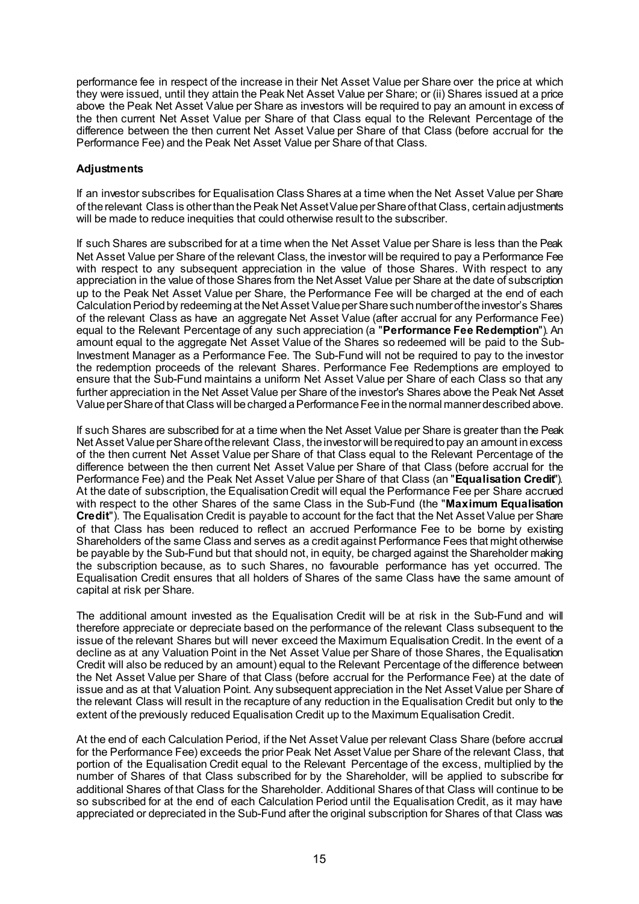performance fee in respect of the increase in their Net Asset Value per Share over the price at which they were issued, until they attain the Peak Net Asset Value per Share; or (ii) Shares issued at a price above the Peak Net Asset Value per Share as investors will be required to pay an amount in excess of the then current Net Asset Value per Share of that Class equal to the Relevant Percentage of the difference between the then current Net Asset Value per Share of that Class (before accrual for the Performance Fee) and the Peak Net Asset Value per Share of that Class.

**Adjustments**

If an investor subscribes for Equalisation Class Shares at a time when the Net Asset Value per Share of the relevant Class is other than the Peak Net Asset Value per Share of that Class, certain adjustments will be made to reduce inequities that could otherwise result to the subscriber.

If such Shares are subscribed for at a time when the Net Asset Value per Share is less than the Peak Net Asset Value per Share of the relevant Class, the investor will be required to pay a Performance Fee with respect to any subsequent appreciation in the value of those Shares. With respect to any appreciation in the value of those Shares from the Net Asset Value per Share at the date of subscription up to the Peak Net Asset Value per Share, the Performance Fee will be charged at the end of each Calculation Period by redeeming at the Net Asset Value per Share such number of the investor's Shares of the relevant Class as have an aggregate Net Asset Value (after accrual for any Performance Fee) equal to the Relevant Percentage of any such appreciation (a "**Performance Fee Redemption**"). An amount equal to the aggregate Net Asset Value of the Shares so redeemed will be paid to the Sub-Investment Manager as a Performance Fee. The Sub-Fund will not be required to pay to the investor the redemption proceeds of the relevant Shares. Performance Fee Redemptions are employed to ensure that the Sub-Fund maintains a uniform Net Asset Value per Share of each Class so that any further appreciation in the Net Asset Value per Share of the investor's Shares above the Peak Net Asset Value per Share of that Class will be charged a Performance Fee in the normal manner described above.

If such Shares are subscribed for at a time when the Net Asset Value per Share is greater than the Peak Net Asset Value per Share of the relevant Class, the investor will be required to pay an amount in excess of the then current Net Asset Value per Share of that Class equal to the Relevant Percentage of the difference between the then current Net Asset Value per Share of that Class (before accrual for the Performance Fee) and the Peak Net Asset Value per Share of that Class (an "**Equalisation Credit**"). At the date of subscription, the Equalisation Credit will equal the Performance Fee per Share accrued with respect to the other Shares of the same Class in the Sub-Fund (the "**Maximum Equalisation Credit**"). The Equalisation Credit is payable to account for the fact that the Net Asset Value per Share of that Class has been reduced to reflect an accrued Performance Fee to be borne by existing Shareholders of the same Class and serves as a credit against Performance Fees that might otherwise be payable by the Sub-Fund but that should not, in equity, be charged against the Shareholder making the subscription because, as to such Shares, no favourable performance has yet occurred. The Equalisation Credit ensures that all holders of Shares of the same Class have the same amount of capital at risk per Share.

The additional amount invested as the Equalisation Credit will be at risk in the Sub-Fund and will therefore appreciate or depreciate based on the performance of the relevant Class subsequent to the issue of the relevant Shares but will never exceed the Maximum Equalisation Credit. In the event of a decline as at any Valuation Point in the Net Asset Value per Share of those Shares, the Equalisation Credit will also be reduced by an amount) equal to the Relevant Percentage of the difference between the Net Asset Value per Share of that Class (before accrual for the Performance Fee) at the date of issue and as at that Valuation Point. Any subsequent appreciation in the Net Asset Value per Share of the relevant Class will result in the recapture of any reduction in the Equalisation Credit but only to the extent of the previously reduced Equalisation Credit up to the Maximum Equalisation Credit.

At the end of each Calculation Period, if the Net Asset Value per relevant Class Share (before accrual for the Performance Fee) exceeds the prior Peak Net Asset Value per Share of the relevant Class, that portion of the Equalisation Credit equal to the Relevant Percentage of the excess, multiplied by the number of Shares of that Class subscribed for by the Shareholder, will be applied to subscribe for additional Shares of that Class for the Shareholder. Additional Shares of that Class will continue to be so subscribed for at the end of each Calculation Period until the Equalisation Credit, as it may have appreciated or depreciated in the Sub-Fund after the original subscription for Shares of that Class was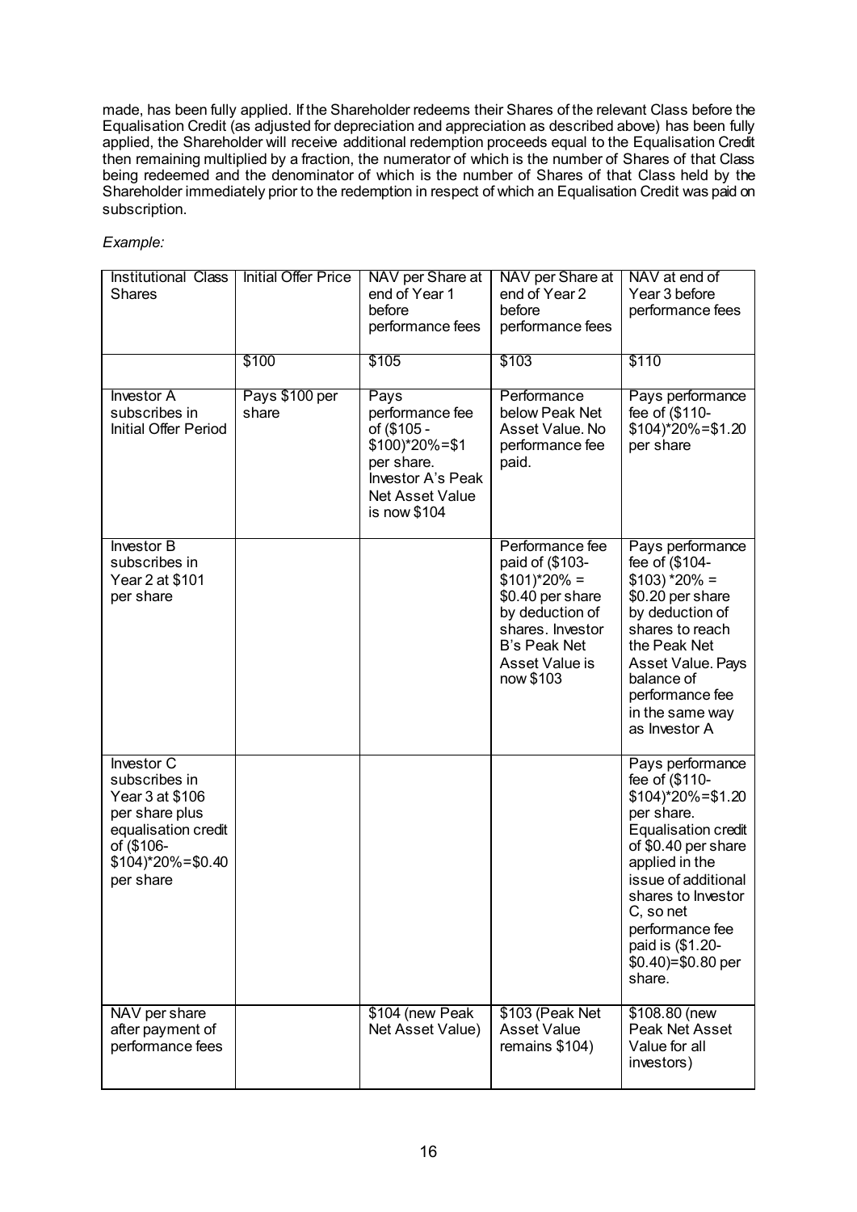made, has been fully applied. If the Shareholder redeems their Shares of the relevant Class before the Equalisation Credit (as adjusted for depreciation and appreciation as described above) has been fully applied, the Shareholder will receive additional redemption proceeds equal to the Equalisation Credit then remaining multiplied by a fraction, the numerator of which is the number of Shares of that Class being redeemed and the denominator of which is the number of Shares of that Class held by the Shareholder immediately prior to the redemption in respect of which an Equalisation Credit was paid on subscription.

*Example:*

| Institutional Class Shares | Initial Offer Price | NAV per Share at end of Year 1 before performance fees | NAV per Share at end of Year 2 before performance fees | NAV at end of Year 3 before performance fees |
|---|---|---|---|---|
| | $100 | $105 | $103 | $110 |
| Investor A subscribes in Initial Offer Period | Pays $100 per share | Pays performance fee of ($105 - $100)*20%=$1 per share. Investor A's Peak Net Asset Value is now $104 | Performance below Peak Net Asset Value. No performance fee paid. | Pays performance fee of ($110-$104)*20%=$1.20 per share |
| Investor B subscribes in Year 2 at $101 per share | | | Performance fee paid of ($103-$101)*20% = $0.40 per share by deduction of shares. Investor B's Peak Net Asset Value is now $103 | Pays performance fee of ($104-$103) *20% = $0.20 per share by deduction of shares to reach the Peak Net Asset Value. Pays balance of performance fee in the same way as Investor A |
| Investor C subscribes in Year 3 at $106 per share plus equalisation credit of ($106-$104)*20%=$0.40 per share | | | | Pays performance fee of ($110-$104)*20%=$1.20 per share. Equalisation credit of $0.40 per share applied in the issue of additional shares to Investor C, so net performance fee paid is ($1.20-$0.40)=$0.80 per share. |
| NAV per share after payment of performance fees | | $104 (new Peak Net Asset Value) | $103 (Peak Net Asset Value remains $104) | $108.80 (new Peak Net Asset Value for all investors) |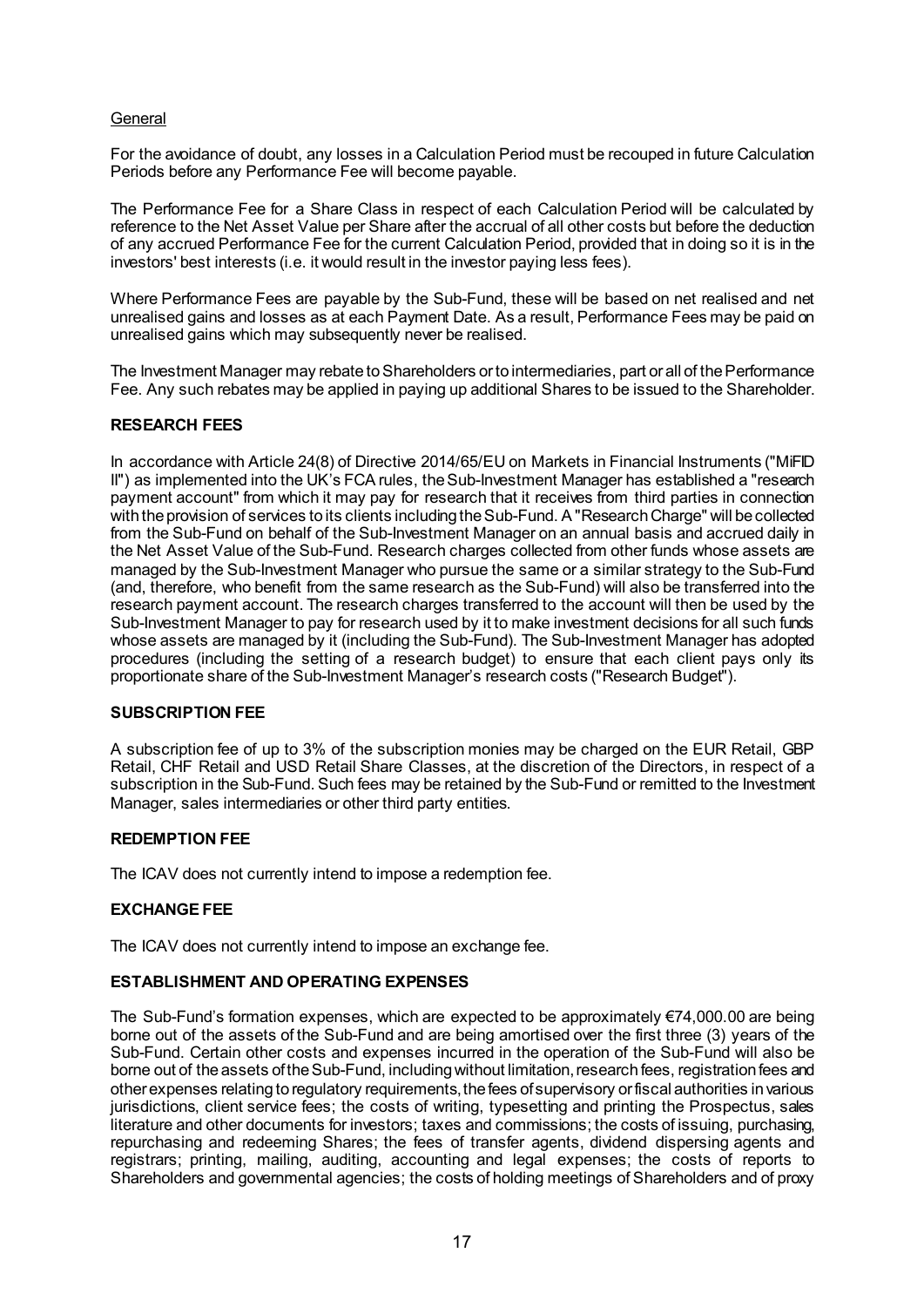General

For the avoidance of doubt, any losses in a Calculation Period must be recouped in future Calculation Periods before any Performance Fee will become payable.

The Performance Fee for a Share Class in respect of each Calculation Period will be calculated by reference to the Net Asset Value per Share after the accrual of all other costs but before the deduction of any accrued Performance Fee for the current Calculation Period, provided that in doing so it is in the investors' best interests (i.e. it would result in the investor paying less fees).

Where Performance Fees are payable by the Sub-Fund, these will be based on net realised and net unrealised gains and losses as at each Payment Date. As a result, Performance Fees may be paid on unrealised gains which may subsequently never be realised.

The Investment Manager may rebate to Shareholders or to intermediaries, part or all of the Performance Fee. Any such rebates may be applied in paying up additional Shares to be issued to the Shareholder.

## RESEARCH FEES

In accordance with Article 24(8) of Directive 2014/65/EU on Markets in Financial Instruments ("MiFID II") as implemented into the UK's FCA rules, the Sub-Investment Manager has established a "research payment account" from which it may pay for research that it receives from third parties in connection with the provision of services to its clients including the Sub-Fund. A "Research Charge" will be collected from the Sub-Fund on behalf of the Sub-Investment Manager on an annual basis and accrued daily in the Net Asset Value of the Sub-Fund. Research charges collected from other funds whose assets are managed by the Sub-Investment Manager who pursue the same or a similar strategy to the Sub-Fund (and, therefore, who benefit from the same research as the Sub-Fund) will also be transferred into the research payment account. The research charges transferred to the account will then be used by the Sub-Investment Manager to pay for research used by it to make investment decisions for all such funds whose assets are managed by it (including the Sub-Fund). The Sub-Investment Manager has adopted procedures (including the setting of a research budget) to ensure that each client pays only its proportionate share of the Sub-Investment Manager's research costs ("Research Budget").

## SUBSCRIPTION FEE

A subscription fee of up to 3% of the subscription monies may be charged on the EUR Retail, GBP Retail, CHF Retail and USD Retail Share Classes, at the discretion of the Directors, in respect of a subscription in the Sub-Fund. Such fees may be retained by the Sub-Fund or remitted to the Investment Manager, sales intermediaries or other third party entities.

## REDEMPTION FEE

The ICAV does not currently intend to impose a redemption fee.

## EXCHANGE FEE

The ICAV does not currently intend to impose an exchange fee.

## ESTABLISHMENT AND OPERATING EXPENSES

The Sub-Fund's formation expenses, which are expected to be approximately €74,000.00 are being borne out of the assets of the Sub-Fund and are being amortised over the first three (3) years of the Sub-Fund. Certain other costs and expenses incurred in the operation of the Sub-Fund will also be borne out of the assets of the Sub-Fund, including without limitation, research fees, registration fees and other expenses relating to regulatory requirements, the fees of supervisory or fiscal authorities in various jurisdictions, client service fees; the costs of writing, typesetting and printing the Prospectus, sales literature and other documents for investors; taxes and commissions; the costs of issuing, purchasing, repurchasing and redeeming Shares; the fees of transfer agents, dividend dispersing agents and registrars; printing, mailing, auditing, accounting and legal expenses; the costs of reports to Shareholders and governmental agencies; the costs of holding meetings of Shareholders and of proxy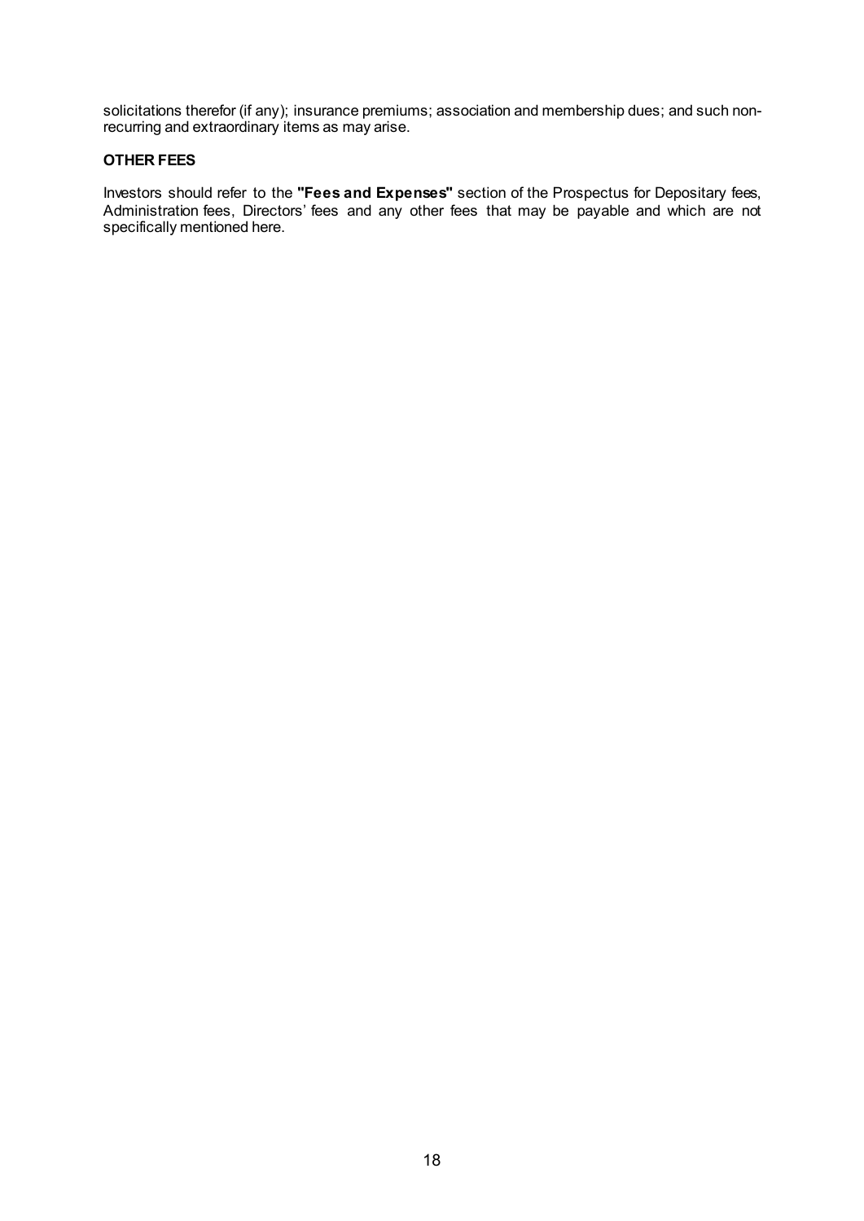solicitations therefor (if any); insurance premiums; association and membership dues; and such non-recurring and extraordinary items as may arise.

**OTHER FEES**

Investors should refer to the **"Fees and Expenses"** section of the Prospectus for Depositary fees, Administration fees, Directors' fees and any other fees that may be payable and which are not specifically mentioned here.